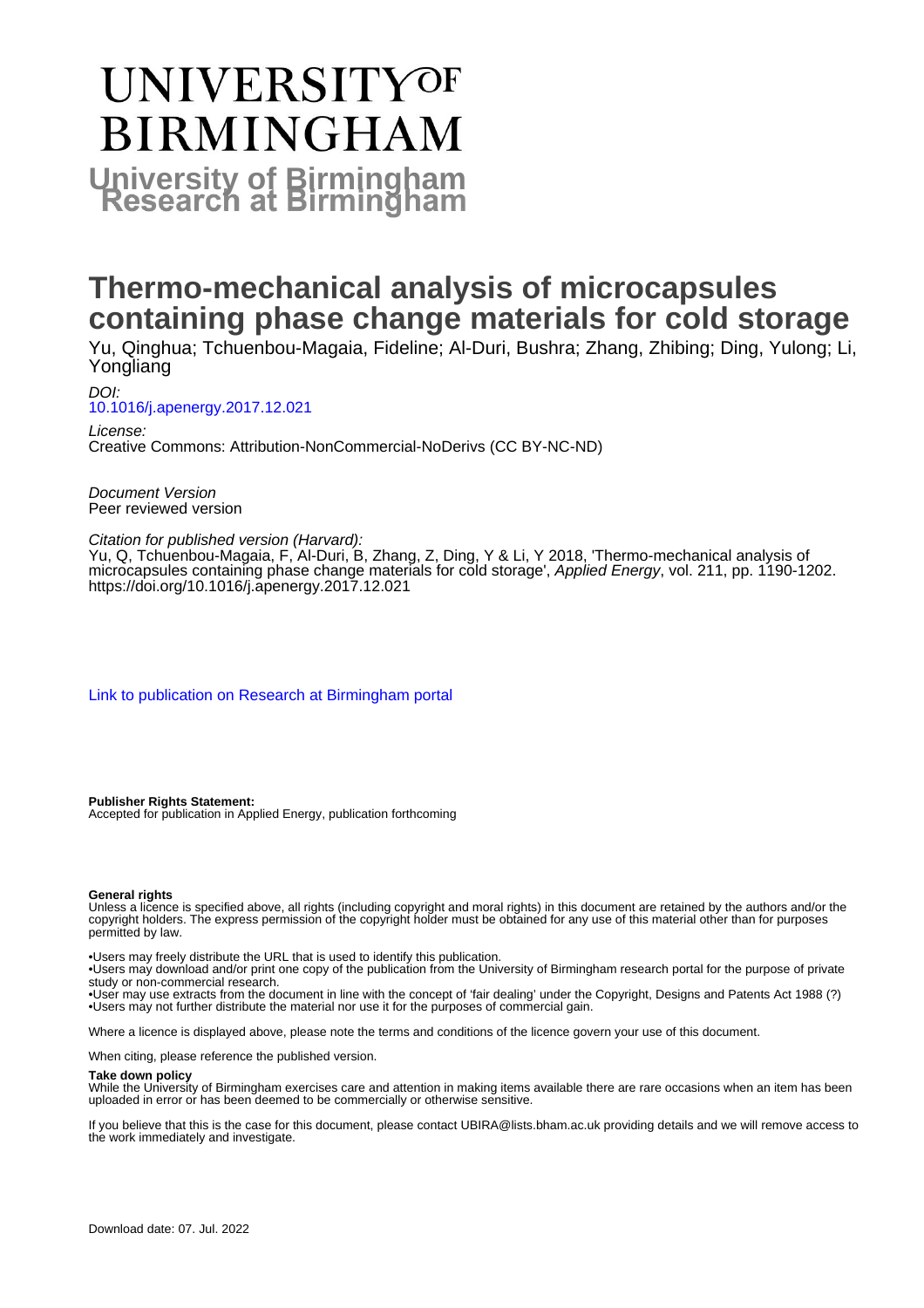# UNIVERSITY OF BIRMINGHAM

## University of Birmingham Research at Birmingham

# Thermo-mechanical analysis of microcapsules containing phase change materials for cold storage

Yu, Qinghua; Tchuenbou-Magaia, Fideline; Al-Duri, Bushra; Zhang, Zhibing; Ding, Yulong; Li, Yongliang

*DOI:*
10.1016/j.apenergy.2017.12.021

*License:*
Creative Commons: Attribution-NonCommercial-NoDerivs (CC BY-NC-ND)

*Document Version*
Peer reviewed version

*Citation for published version (Harvard):*
Yu, Q, Tchuenbou-Magaia, F, Al-Duri, B, Zhang, Z, Ding, Y & Li, Y 2018, 'Thermo-mechanical analysis of microcapsules containing phase change materials for cold storage', *Applied Energy*, vol. 211, pp. 1190-1202. https://doi.org/10.1016/j.apenergy.2017.12.021

Link to publication on Research at Birmingham portal

**Publisher Rights Statement:**
Accepted for publication in Applied Energy, publication forthcoming

**General rights**
Unless a licence is specified above, all rights (including copyright and moral rights) in this document are retained by the authors and/or the copyright holders. The express permission of the copyright holder must be obtained for any use of this material other than for purposes permitted by law.

•Users may freely distribute the URL that is used to identify this publication.
•Users may download and/or print one copy of the publication from the University of Birmingham research portal for the purpose of private study or non-commercial research.
•User may use extracts from the document in line with the concept of 'fair dealing' under the Copyright, Designs and Patents Act 1988 (?)
•Users may not further distribute the material nor use it for the purposes of commercial gain.

Where a licence is displayed above, please note the terms and conditions of the licence govern your use of this document.

When citing, please reference the published version.

**Take down policy**
While the University of Birmingham exercises care and attention in making items available there are rare occasions when an item has been uploaded in error or has been deemed to be commercially or otherwise sensitive.

If you believe that this is the case for this document, please contact UBIRA@lists.bham.ac.uk providing details and we will remove access to the work immediately and investigate.

Download date: 07. Jul. 2022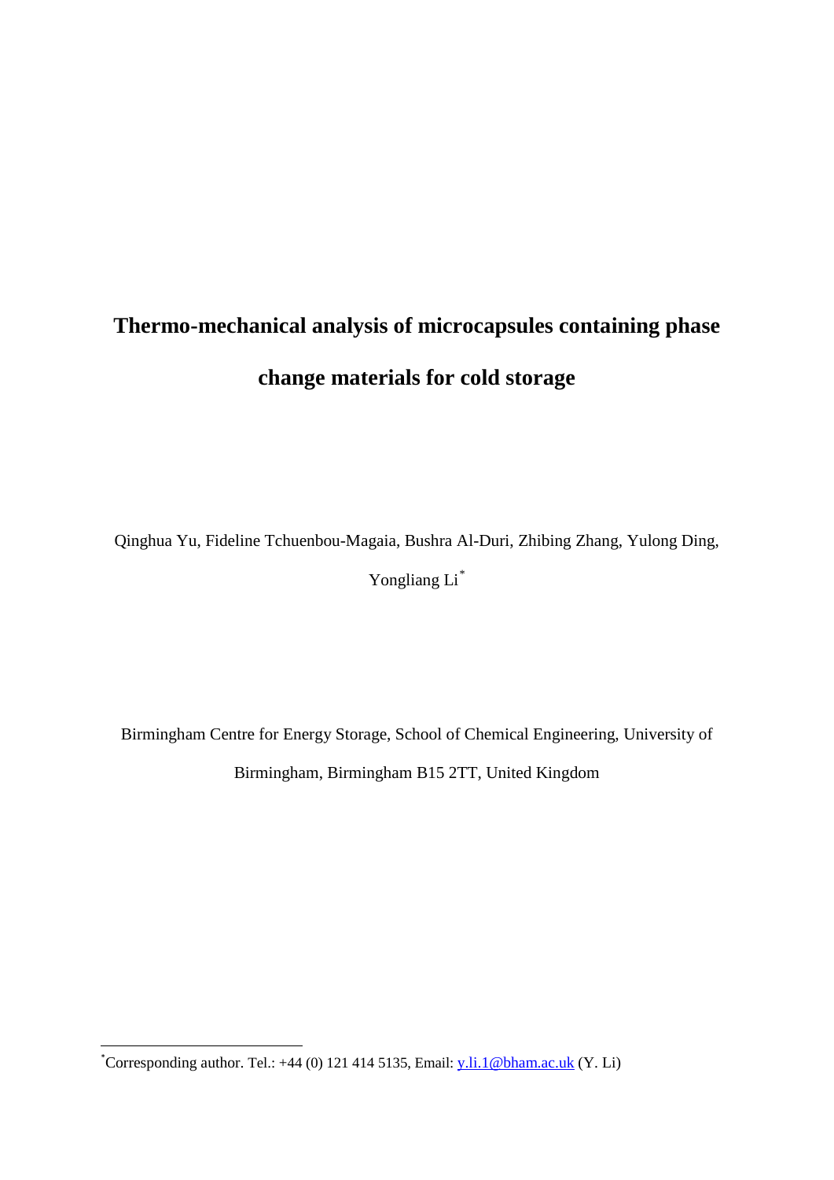# Thermo-mechanical analysis of microcapsules containing phase change materials for cold storage

Qinghua Yu, Fideline Tchuenbou-Magaia, Bushra Al-Duri, Zhibing Zhang, Yulong Ding, Yongliang Li*

Birmingham Centre for Energy Storage, School of Chemical Engineering, University of Birmingham, Birmingham B15 2TT, United Kingdom

*Corresponding author. Tel.: +44 (0) 121 414 5135, Email: y.li.1@bham.ac.uk (Y. Li)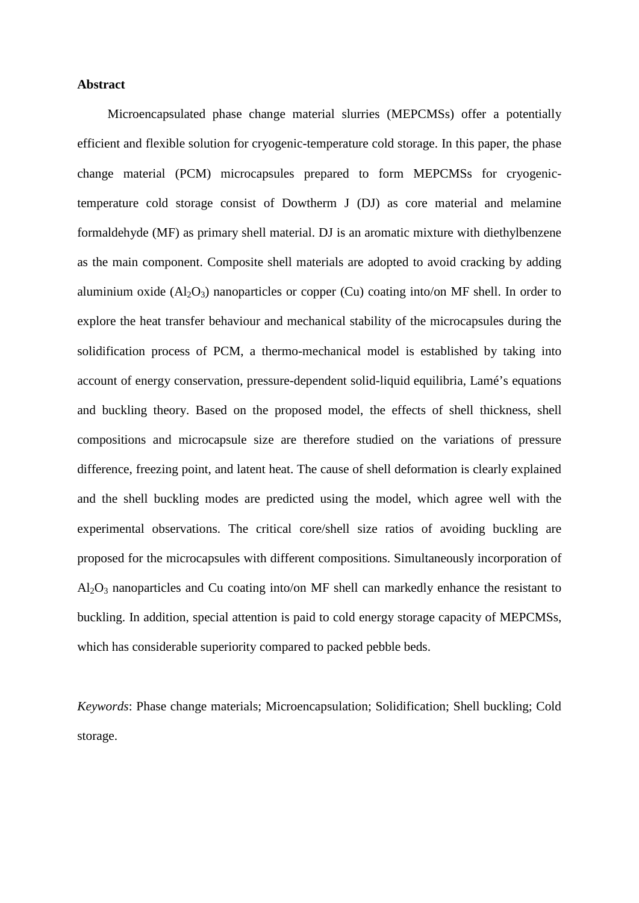**Abstract**

Microencapsulated phase change material slurries (MEPCMSs) offer a potentially efficient and flexible solution for cryogenic-temperature cold storage. In this paper, the phase change material (PCM) microcapsules prepared to form MEPCMSs for cryogenic-temperature cold storage consist of Dowtherm J (DJ) as core material and melamine formaldehyde (MF) as primary shell material. DJ is an aromatic mixture with diethylbenzene as the main component. Composite shell materials are adopted to avoid cracking by adding aluminium oxide ($Al_2O_3$) nanoparticles or copper (Cu) coating into/on MF shell. In order to explore the heat transfer behaviour and mechanical stability of the microcapsules during the solidification process of PCM, a thermo-mechanical model is established by taking into account of energy conservation, pressure-dependent solid-liquid equilibria, Lamé's equations and buckling theory. Based on the proposed model, the effects of shell thickness, shell compositions and microcapsule size are therefore studied on the variations of pressure difference, freezing point, and latent heat. The cause of shell deformation is clearly explained and the shell buckling modes are predicted using the model, which agree well with the experimental observations. The critical core/shell size ratios of avoiding buckling are proposed for the microcapsules with different compositions. Simultaneously incorporation of $Al_2O_3$ nanoparticles and Cu coating into/on MF shell can markedly enhance the resistant to buckling. In addition, special attention is paid to cold energy storage capacity of MEPCMSs, which has considerable superiority compared to packed pebble beds.

*Keywords*: Phase change materials; Microencapsulation; Solidification; Shell buckling; Cold storage.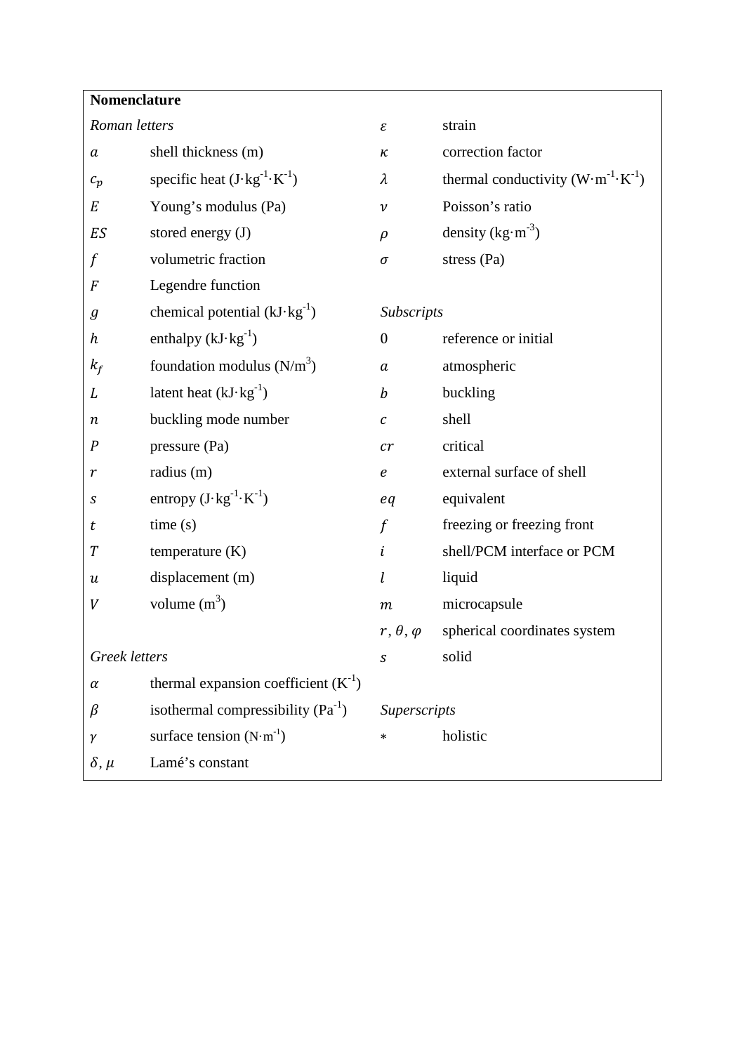**Nomenclature**

| *Roman letters* | | | |
|---|---|---|---|
| $a$ | shell thickness (m) | $\varepsilon$ | strain |
| $c_p$ | specific heat ($J \cdot kg^{-1} \cdot K^{-1}$) | $\kappa$ | correction factor |
| $E$ | Young's modulus (Pa) | $\lambda$ | thermal conductivity ($W \cdot m^{-1} \cdot K^{-1}$) |
| $ES$ | stored energy (J) | $\nu$ | Poisson's ratio |
| $f$ | volumetric fraction | $\rho$ | density ($kg \cdot m^{-3}$) |
| $F$ | Legendre function | $\sigma$ | stress (Pa) |
| $g$ | chemical potential ($kJ \cdot kg^{-1}$) | *Subscripts* | |
| $h$ | enthalpy ($kJ \cdot kg^{-1}$) | $0$ | reference or initial |
| $k_f$ | foundation modulus ($N/m^3$) | $a$ | atmospheric |
| $L$ | latent heat ($kJ \cdot kg^{-1}$) | $b$ | buckling |
| $n$ | buckling mode number | $c$ | shell |
| $P$ | pressure (Pa) | $cr$ | critical |
| $r$ | radius (m) | $e$ | external surface of shell |
| $s$ | entropy ($J \cdot kg^{-1} \cdot K^{-1}$) | $eq$ | equivalent |
| $t$ | time (s) | $f$ | freezing or freezing front |
| $T$ | temperature (K) | $i$ | shell/PCM interface or PCM |
| $u$ | displacement (m) | $l$ | liquid |
| $V$ | volume ($m^3$) | $m$ | microcapsule |
| | | $r, \theta, \varphi$ | spherical coordinates system |
| *Greek letters* | | $s$ | solid |
| $\alpha$ | thermal expansion coefficient ($K^{-1}$) | | |
| $\beta$ | isothermal compressibility ($Pa^{-1}$) | *Superscripts* | |
| $\gamma$ | surface tension ($N \cdot m^{-1}$) | $*$ | holistic |
| $\delta, \mu$ | Lamé's constant | | |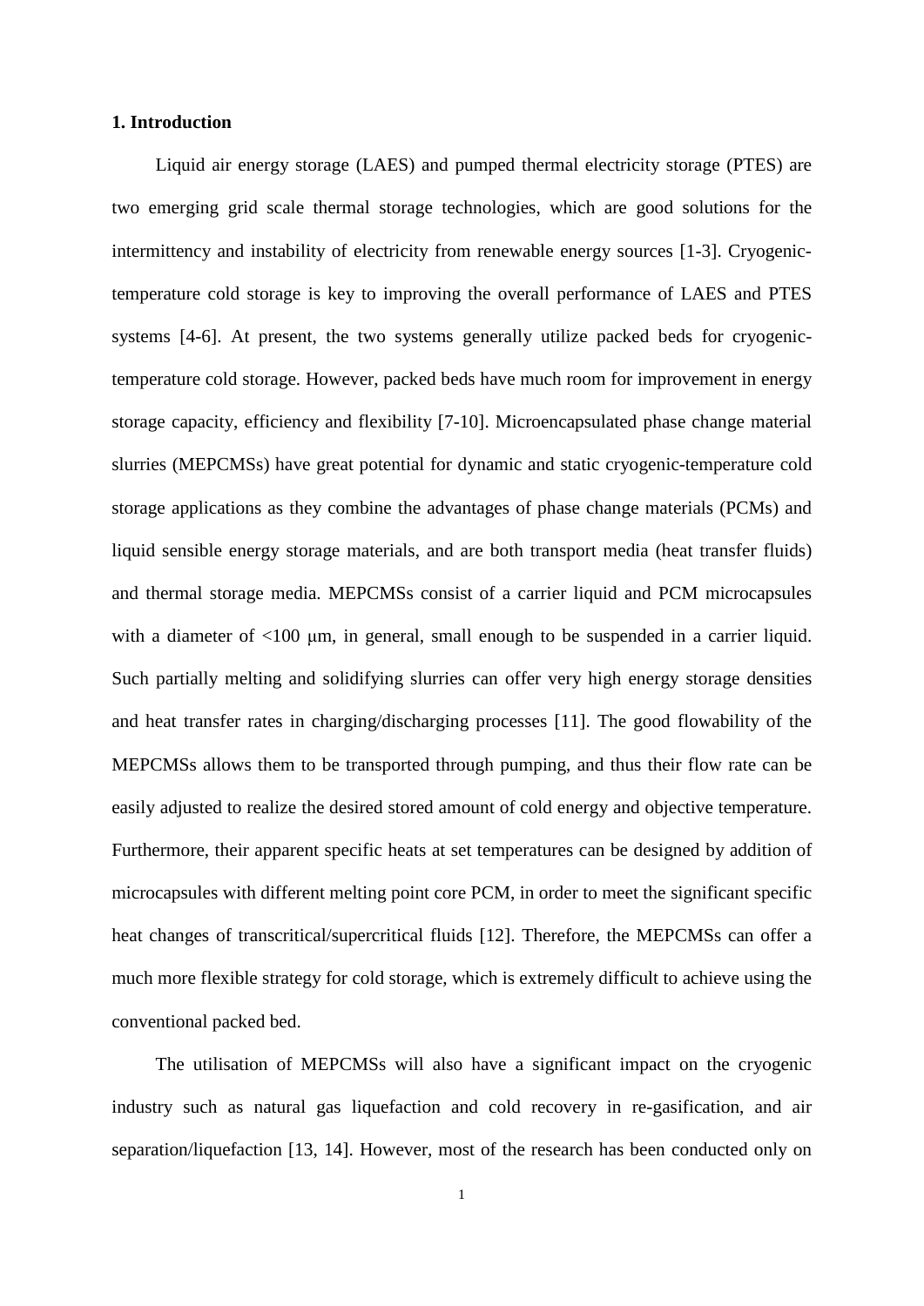## 1. Introduction

Liquid air energy storage (LAES) and pumped thermal electricity storage (PTES) are two emerging grid scale thermal storage technologies, which are good solutions for the intermittency and instability of electricity from renewable energy sources [1-3]. Cryogenic-temperature cold storage is key to improving the overall performance of LAES and PTES systems [4-6]. At present, the two systems generally utilize packed beds for cryogenic-temperature cold storage. However, packed beds have much room for improvement in energy storage capacity, efficiency and flexibility [7-10]. Microencapsulated phase change material slurries (MEPCMSs) have great potential for dynamic and static cryogenic-temperature cold storage applications as they combine the advantages of phase change materials (PCMs) and liquid sensible energy storage materials, and are both transport media (heat transfer fluids) and thermal storage media. MEPCMSs consist of a carrier liquid and PCM microcapsules with a diameter of <100 μm, in general, small enough to be suspended in a carrier liquid. Such partially melting and solidifying slurries can offer very high energy storage densities and heat transfer rates in charging/discharging processes [11]. The good flowability of the MEPCMSs allows them to be transported through pumping, and thus their flow rate can be easily adjusted to realize the desired stored amount of cold energy and objective temperature. Furthermore, their apparent specific heats at set temperatures can be designed by addition of microcapsules with different melting point core PCM, in order to meet the significant specific heat changes of transcritical/supercritical fluids [12]. Therefore, the MEPCMSs can offer a much more flexible strategy for cold storage, which is extremely difficult to achieve using the conventional packed bed.

The utilisation of MEPCMSs will also have a significant impact on the cryogenic industry such as natural gas liquefaction and cold recovery in re-gasification, and air separation/liquefaction [13, 14]. However, most of the research has been conducted only on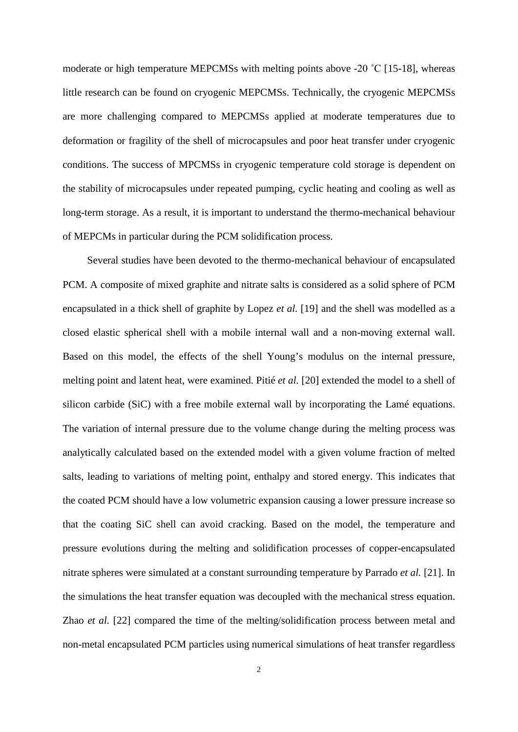moderate or high temperature MEPCMSs with melting points above -20 ˚C [15-18], whereas little research can be found on cryogenic MEPCMSs. Technically, the cryogenic MEPCMSs are more challenging compared to MEPCMSs applied at moderate temperatures due to deformation or fragility of the shell of microcapsules and poor heat transfer under cryogenic conditions. The success of MPCMSs in cryogenic temperature cold storage is dependent on the stability of microcapsules under repeated pumping, cyclic heating and cooling as well as long-term storage. As a result, it is important to understand the thermo-mechanical behaviour of MEPCMs in particular during the PCM solidification process.

Several studies have been devoted to the thermo-mechanical behaviour of encapsulated PCM. A composite of mixed graphite and nitrate salts is considered as a solid sphere of PCM encapsulated in a thick shell of graphite by Lopez *et al.* [19] and the shell was modelled as a closed elastic spherical shell with a mobile internal wall and a non-moving external wall. Based on this model, the effects of the shell Young's modulus on the internal pressure, melting point and latent heat, were examined. Pitié *et al.* [20] extended the model to a shell of silicon carbide (SiC) with a free mobile external wall by incorporating the Lamé equations. The variation of internal pressure due to the volume change during the melting process was analytically calculated based on the extended model with a given volume fraction of melted salts, leading to variations of melting point, enthalpy and stored energy. This indicates that the coated PCM should have a low volumetric expansion causing a lower pressure increase so that the coating SiC shell can avoid cracking. Based on the model, the temperature and pressure evolutions during the melting and solidification processes of copper-encapsulated nitrate spheres were simulated at a constant surrounding temperature by Parrado *et al.* [21]. In the simulations the heat transfer equation was decoupled with the mechanical stress equation. Zhao *et al.* [22] compared the time of the melting/solidification process between metal and non-metal encapsulated PCM particles using numerical simulations of heat transfer regardless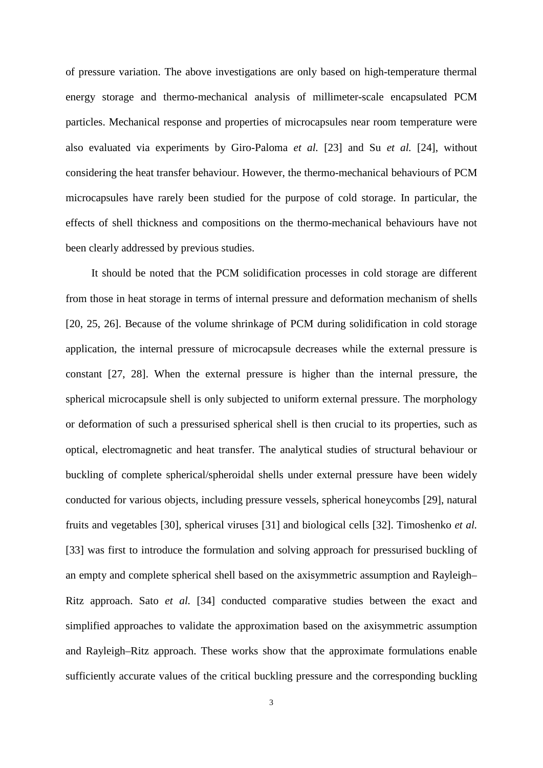of pressure variation. The above investigations are only based on high-temperature thermal energy storage and thermo-mechanical analysis of millimeter-scale encapsulated PCM particles. Mechanical response and properties of microcapsules near room temperature were also evaluated via experiments by Giro-Paloma *et al.* [23] and Su *et al.* [24], without considering the heat transfer behaviour. However, the thermo-mechanical behaviours of PCM microcapsules have rarely been studied for the purpose of cold storage. In particular, the effects of shell thickness and compositions on the thermo-mechanical behaviours have not been clearly addressed by previous studies.

It should be noted that the PCM solidification processes in cold storage are different from those in heat storage in terms of internal pressure and deformation mechanism of shells [20, 25, 26]. Because of the volume shrinkage of PCM during solidification in cold storage application, the internal pressure of microcapsule decreases while the external pressure is constant [27, 28]. When the external pressure is higher than the internal pressure, the spherical microcapsule shell is only subjected to uniform external pressure. The morphology or deformation of such a pressurised spherical shell is then crucial to its properties, such as optical, electromagnetic and heat transfer. The analytical studies of structural behaviour or buckling of complete spherical/spheroidal shells under external pressure have been widely conducted for various objects, including pressure vessels, spherical honeycombs [29], natural fruits and vegetables [30], spherical viruses [31] and biological cells [32]. Timoshenko *et al.* [33] was first to introduce the formulation and solving approach for pressurised buckling of an empty and complete spherical shell based on the axisymmetric assumption and Rayleigh–Ritz approach. Sato *et al.* [34] conducted comparative studies between the exact and simplified approaches to validate the approximation based on the axisymmetric assumption and Rayleigh–Ritz approach. These works show that the approximate formulations enable sufficiently accurate values of the critical buckling pressure and the corresponding buckling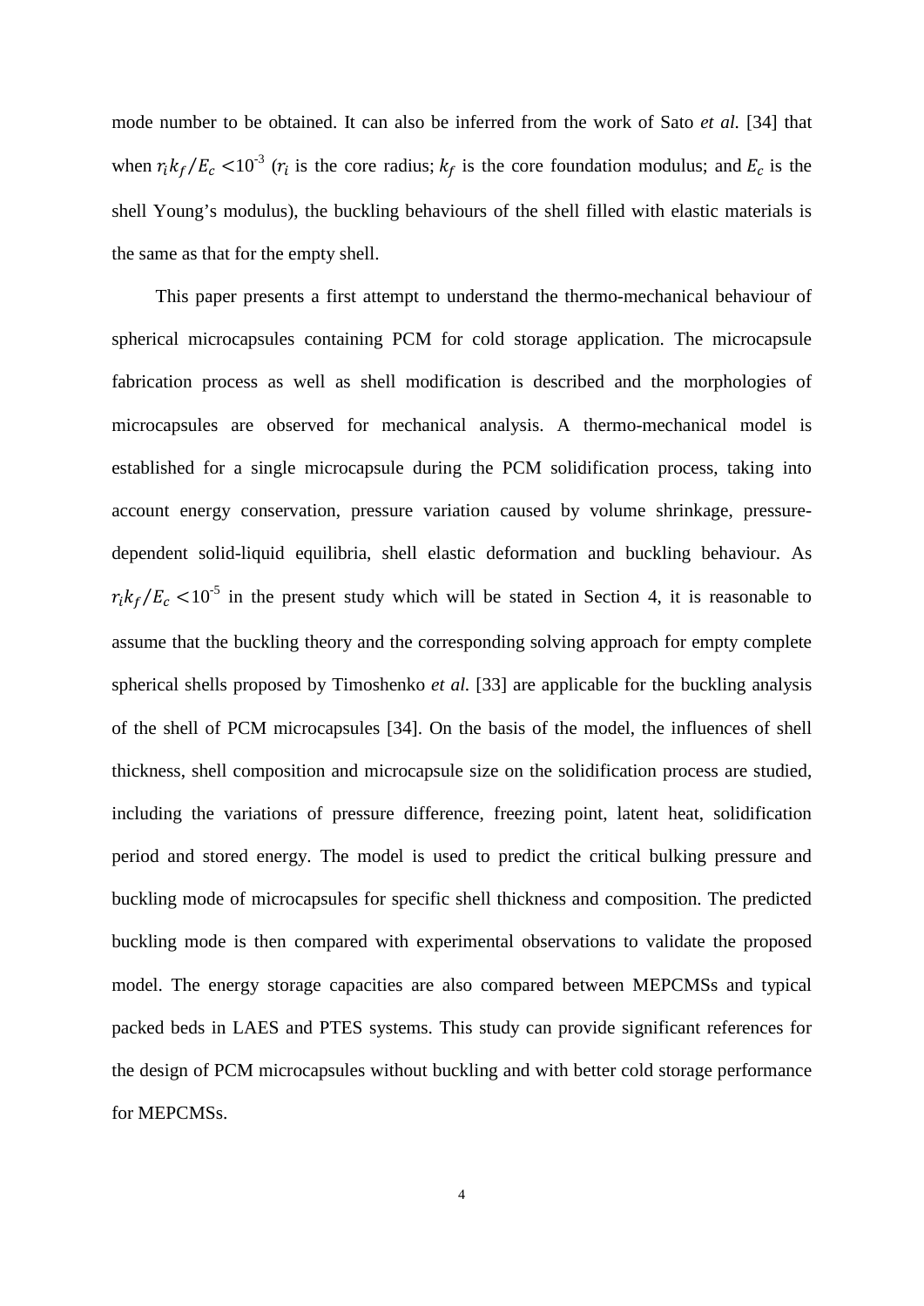mode number to be obtained. It can also be inferred from the work of Sato *et al.* [34] that when $r_i k_f / E_c < 10^{-3}$ ($r_i$ is the core radius; $k_f$ is the core foundation modulus; and $E_c$ is the shell Young's modulus), the buckling behaviours of the shell filled with elastic materials is the same as that for the empty shell.

This paper presents a first attempt to understand the thermo-mechanical behaviour of spherical microcapsules containing PCM for cold storage application. The microcapsule fabrication process as well as shell modification is described and the morphologies of microcapsules are observed for mechanical analysis. A thermo-mechanical model is established for a single microcapsule during the PCM solidification process, taking into account energy conservation, pressure variation caused by volume shrinkage, pressure-dependent solid-liquid equilibria, shell elastic deformation and buckling behaviour. As $r_i k_f / E_c < 10^{-5}$ in the present study which will be stated in Section 4, it is reasonable to assume that the buckling theory and the corresponding solving approach for empty complete spherical shells proposed by Timoshenko *et al.* [33] are applicable for the buckling analysis of the shell of PCM microcapsules [34]. On the basis of the model, the influences of shell thickness, shell composition and microcapsule size on the solidification process are studied, including the variations of pressure difference, freezing point, latent heat, solidification period and stored energy. The model is used to predict the critical bulking pressure and buckling mode of microcapsules for specific shell thickness and composition. The predicted buckling mode is then compared with experimental observations to validate the proposed model. The energy storage capacities are also compared between MEPCMSs and typical packed beds in LAES and PTES systems. This study can provide significant references for the design of PCM microcapsules without buckling and with better cold storage performance for MEPCMSs.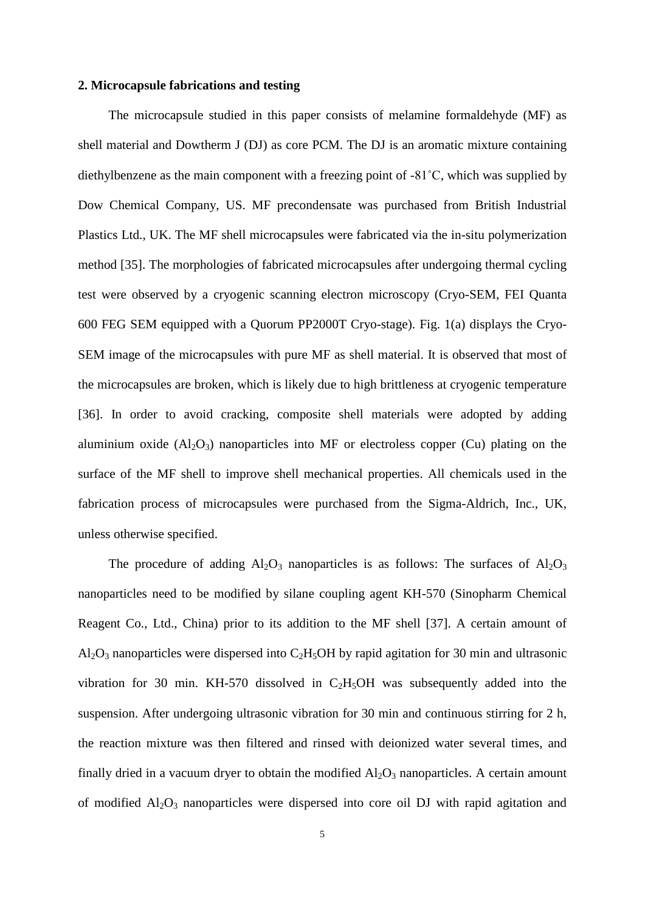## 2. Microcapsule fabrications and testing

The microcapsule studied in this paper consists of melamine formaldehyde (MF) as shell material and Dowtherm J (DJ) as core PCM. The DJ is an aromatic mixture containing diethylbenzene as the main component with a freezing point of -81˚C, which was supplied by Dow Chemical Company, US. MF precondensate was purchased from British Industrial Plastics Ltd., UK. The MF shell microcapsules were fabricated via the in-situ polymerization method [35]. The morphologies of fabricated microcapsules after undergoing thermal cycling test were observed by a cryogenic scanning electron microscopy (Cryo-SEM, FEI Quanta 600 FEG SEM equipped with a Quorum PP2000T Cryo-stage). Fig. 1(a) displays the Cryo-SEM image of the microcapsules with pure MF as shell material. It is observed that most of the microcapsules are broken, which is likely due to high brittleness at cryogenic temperature [36]. In order to avoid cracking, composite shell materials were adopted by adding aluminium oxide ($Al_2O_3$) nanoparticles into MF or electroless copper (Cu) plating on the surface of the MF shell to improve shell mechanical properties. All chemicals used in the fabrication process of microcapsules were purchased from the Sigma-Aldrich, Inc., UK, unless otherwise specified.

The procedure of adding $Al_2O_3$ nanoparticles is as follows: The surfaces of $Al_2O_3$ nanoparticles need to be modified by silane coupling agent KH-570 (Sinopharm Chemical Reagent Co., Ltd., China) prior to its addition to the MF shell [37]. A certain amount of $Al_2O_3$ nanoparticles were dispersed into $C_2H_5OH$ by rapid agitation for 30 min and ultrasonic vibration for 30 min. KH-570 dissolved in $C_2H_5OH$ was subsequently added into the suspension. After undergoing ultrasonic vibration for 30 min and continuous stirring for 2 h, the reaction mixture was then filtered and rinsed with deionized water several times, and finally dried in a vacuum dryer to obtain the modified $Al_2O_3$ nanoparticles. A certain amount of modified $Al_2O_3$ nanoparticles were dispersed into core oil DJ with rapid agitation and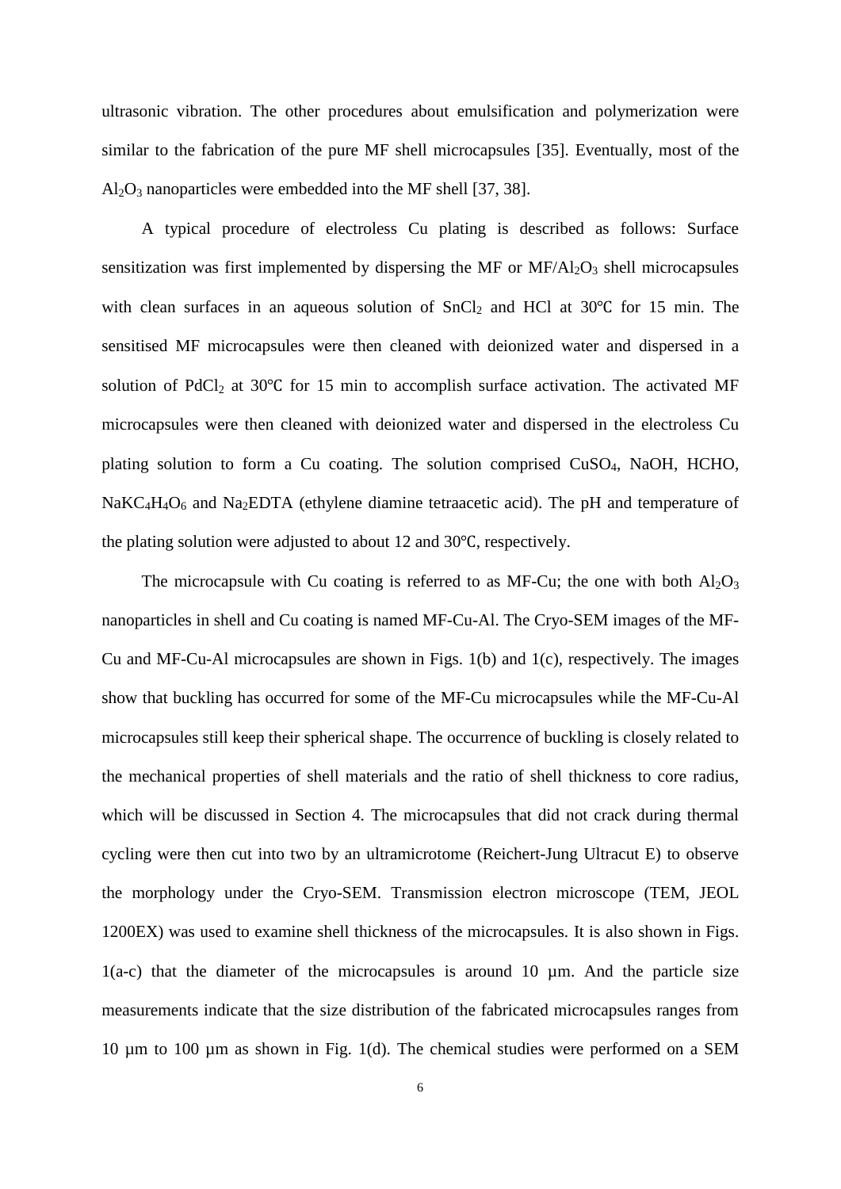ultrasonic vibration. The other procedures about emulsification and polymerization were similar to the fabrication of the pure MF shell microcapsules [35]. Eventually, most of the $Al_2O_3$ nanoparticles were embedded into the MF shell [37, 38].

A typical procedure of electroless Cu plating is described as follows: Surface sensitization was first implemented by dispersing the MF or MF/$Al_2O_3$ shell microcapsules with clean surfaces in an aqueous solution of $SnCl_2$ and HCl at 30℃ for 15 min. The sensitised MF microcapsules were then cleaned with deionized water and dispersed in a solution of $PdCl_2$ at 30℃ for 15 min to accomplish surface activation. The activated MF microcapsules were then cleaned with deionized water and dispersed in the electroless Cu plating solution to form a Cu coating. The solution comprised $CuSO_4$, NaOH, HCHO, $NaKC_4H_4O_6$ and $Na_2EDTA$ (ethylene diamine tetraacetic acid). The pH and temperature of the plating solution were adjusted to about 12 and 30℃, respectively.

The microcapsule with Cu coating is referred to as MF-Cu; the one with both $Al_2O_3$ nanoparticles in shell and Cu coating is named MF-Cu-Al. The Cryo-SEM images of the MF-Cu and MF-Cu-Al microcapsules are shown in Figs. 1(b) and 1(c), respectively. The images show that buckling has occurred for some of the MF-Cu microcapsules while the MF-Cu-Al microcapsules still keep their spherical shape. The occurrence of buckling is closely related to the mechanical properties of shell materials and the ratio of shell thickness to core radius, which will be discussed in Section 4. The microcapsules that did not crack during thermal cycling were then cut into two by an ultramicrotome (Reichert-Jung Ultracut E) to observe the morphology under the Cryo-SEM. Transmission electron microscope (TEM, JEOL 1200EX) was used to examine shell thickness of the microcapsules. It is also shown in Figs. 1(a-c) that the diameter of the microcapsules is around 10 μm. And the particle size measurements indicate that the size distribution of the fabricated microcapsules ranges from 10 μm to 100 μm as shown in Fig. 1(d). The chemical studies were performed on a SEM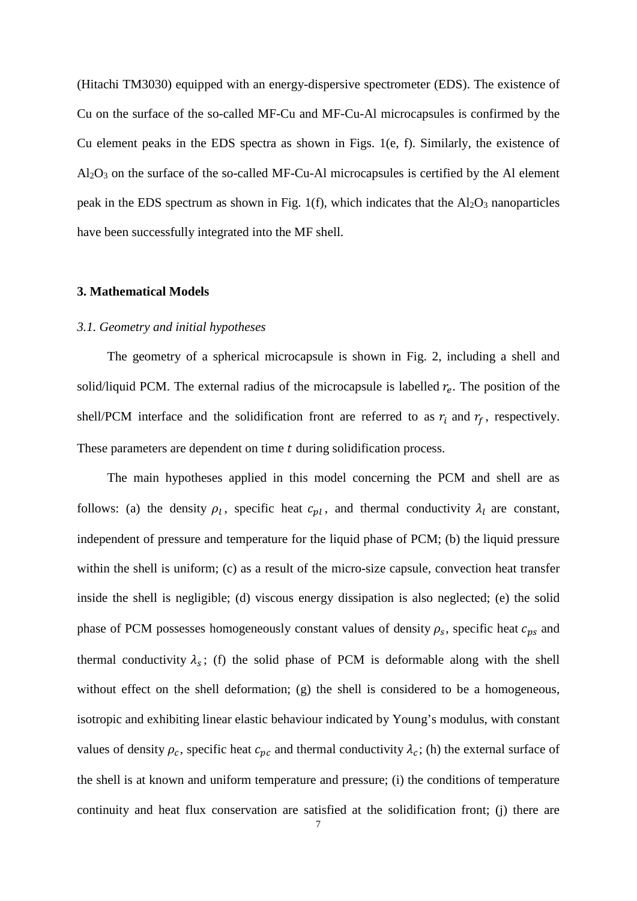(Hitachi TM3030) equipped with an energy-dispersive spectrometer (EDS). The existence of Cu on the surface of the so-called MF-Cu and MF-Cu-Al microcapsules is confirmed by the Cu element peaks in the EDS spectra as shown in Figs. 1(e, f). Similarly, the existence of $Al_2O_3$ on the surface of the so-called MF-Cu-Al microcapsules is certified by the Al element peak in the EDS spectrum as shown in Fig. 1(f), which indicates that the $Al_2O_3$ nanoparticles have been successfully integrated into the MF shell.

### 3. Mathematical Models

#### *3.1. Geometry and initial hypotheses*

The geometry of a spherical microcapsule is shown in Fig. 2, including a shell and solid/liquid PCM. The external radius of the microcapsule is labelled $r_e$. The position of the shell/PCM interface and the solidification front are referred to as $r_i$ and $r_f$, respectively. These parameters are dependent on time $t$ during solidification process.

The main hypotheses applied in this model concerning the PCM and shell are as follows: (a) the density $\rho_l$, specific heat $c_{pl}$, and thermal conductivity $\lambda_l$ are constant, independent of pressure and temperature for the liquid phase of PCM; (b) the liquid pressure within the shell is uniform; (c) as a result of the micro-size capsule, convection heat transfer inside the shell is negligible; (d) viscous energy dissipation is also neglected; (e) the solid phase of PCM possesses homogeneously constant values of density $\rho_s$, specific heat $c_{ps}$ and thermal conductivity $\lambda_s$; (f) the solid phase of PCM is deformable along with the shell without effect on the shell deformation; (g) the shell is considered to be a homogeneous, isotropic and exhibiting linear elastic behaviour indicated by Young's modulus, with constant values of density $\rho_c$, specific heat $c_{pc}$ and thermal conductivity $\lambda_c$; (h) the external surface of the shell is at known and uniform temperature and pressure; (i) the conditions of temperature continuity and heat flux conservation are satisfied at the solidification front; (j) there are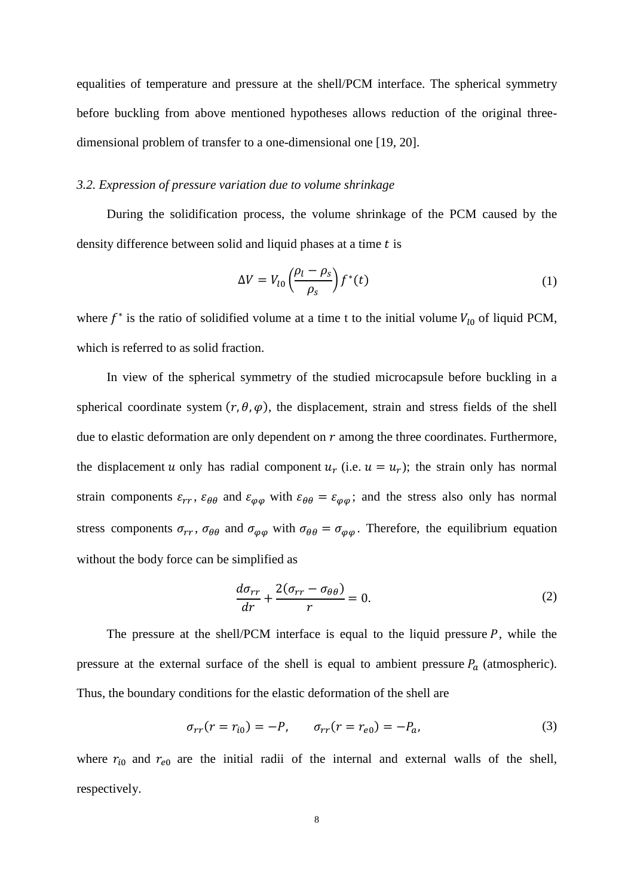equalities of temperature and pressure at the shell/PCM interface. The spherical symmetry before buckling from above mentioned hypotheses allows reduction of the original three-dimensional problem of transfer to a one-dimensional one [19, 20].

### *3.2. Expression of pressure variation due to volume shrinkage*

During the solidification process, the volume shrinkage of the PCM caused by the density difference between solid and liquid phases at a time $t$ is

$$\Delta V = V_{l0}\left(\frac{\rho_l - \rho_s}{\rho_s}\right) f^*(t) \tag{1}$$

where $f^*$ is the ratio of solidified volume at a time t to the initial volume $V_{l0}$ of liquid PCM, which is referred to as solid fraction.

In view of the spherical symmetry of the studied microcapsule before buckling in a spherical coordinate system $(r, \theta, \varphi)$, the displacement, strain and stress fields of the shell due to elastic deformation are only dependent on $r$ among the three coordinates. Furthermore, the displacement $u$ only has radial component $u_r$ (i.e. $u = u_r$); the strain only has normal strain components $\varepsilon_{rr}$, $\varepsilon_{\theta\theta}$ and $\varepsilon_{\varphi\varphi}$ with $\varepsilon_{\theta\theta} = \varepsilon_{\varphi\varphi}$; and the stress also only has normal stress components $\sigma_{rr}$, $\sigma_{\theta\theta}$ and $\sigma_{\varphi\varphi}$ with $\sigma_{\theta\theta} = \sigma_{\varphi\varphi}$. Therefore, the equilibrium equation without the body force can be simplified as

$$\frac{d\sigma_{rr}}{dr} + \frac{2(\sigma_{rr} - \sigma_{\theta\theta})}{r} = 0. \tag{2}$$

The pressure at the shell/PCM interface is equal to the liquid pressure $P$, while the pressure at the external surface of the shell is equal to ambient pressure $P_a$ (atmospheric). Thus, the boundary conditions for the elastic deformation of the shell are

$$\sigma_{rr}(r = r_{i0}) = -P, \qquad \sigma_{rr}(r = r_{e0}) = -P_a, \tag{3}$$

where $r_{i0}$ and $r_{e0}$ are the initial radii of the internal and external walls of the shell, respectively.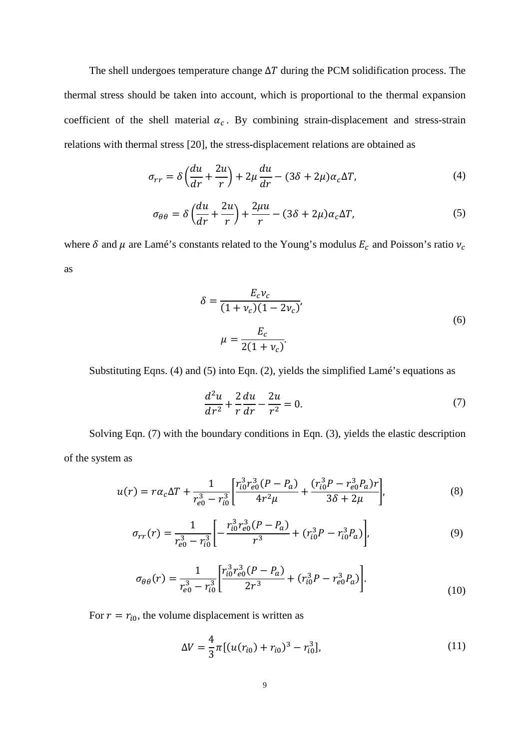The shell undergoes temperature change $\Delta T$ during the PCM solidification process. The thermal stress should be taken into account, which is proportional to the thermal expansion coefficient of the shell material $\alpha_c$. By combining strain-displacement and stress-strain relations with thermal stress [20], the stress-displacement relations are obtained as

$$\sigma_{rr} = \delta\left(\frac{du}{dr} + \frac{2u}{r}\right) + 2\mu\frac{du}{dr} - (3\delta + 2\mu)\alpha_c\Delta T, \tag{4}$$

$$\sigma_{\theta\theta} = \delta\left(\frac{du}{dr} + \frac{2u}{r}\right) + \frac{2\mu u}{r} - (3\delta + 2\mu)\alpha_c\Delta T, \tag{5}$$

where $\delta$ and $\mu$ are Lamé's constants related to the Young's modulus $E_c$ and Poisson's ratio $\nu_c$ as

$$\delta = \frac{E_c\nu_c}{(1+\nu_c)(1-2\nu_c)},$$
$$\mu = \frac{E_c}{2(1+\nu_c)}. \tag{6}$$

Substituting Eqns. (4) and (5) into Eqn. (2), yields the simplified Lamé's equations as

$$\frac{d^2u}{dr^2} + \frac{2}{r}\frac{du}{dr} - \frac{2u}{r^2} = 0. \tag{7}$$

Solving Eqn. (7) with the boundary conditions in Eqn. (3), yields the elastic description of the system as

$$u(r) = r\alpha_c\Delta T + \frac{1}{r_{e0}^3 - r_{i0}^3}\left[\frac{r_{i0}^3 r_{e0}^3 (P - P_a)}{4r^2\mu} + \frac{(r_{i0}^3 P - r_{e0}^3 P_a)r}{3\delta + 2\mu}\right], \tag{8}$$

$$\sigma_{rr}(r) = \frac{1}{r_{e0}^3 - r_{i0}^3}\left[-\frac{r_{i0}^3 r_{e0}^3 (P - P_a)}{r^3} + (r_{i0}^3 P - r_{i0}^3 P_a)\right], \tag{9}$$

$$\sigma_{\theta\theta}(r) = \frac{1}{r_{e0}^3 - r_{i0}^3}\left[\frac{r_{i0}^3 r_{e0}^3 (P - P_a)}{2r^3} + (r_{i0}^3 P - r_{e0}^3 P_a)\right]. \tag{10}$$

For $r = r_{i0}$, the volume displacement is written as

$$\Delta V = \frac{4}{3}\pi[(u(r_{i0}) + r_{i0})^3 - r_{i0}^3], \tag{11}$$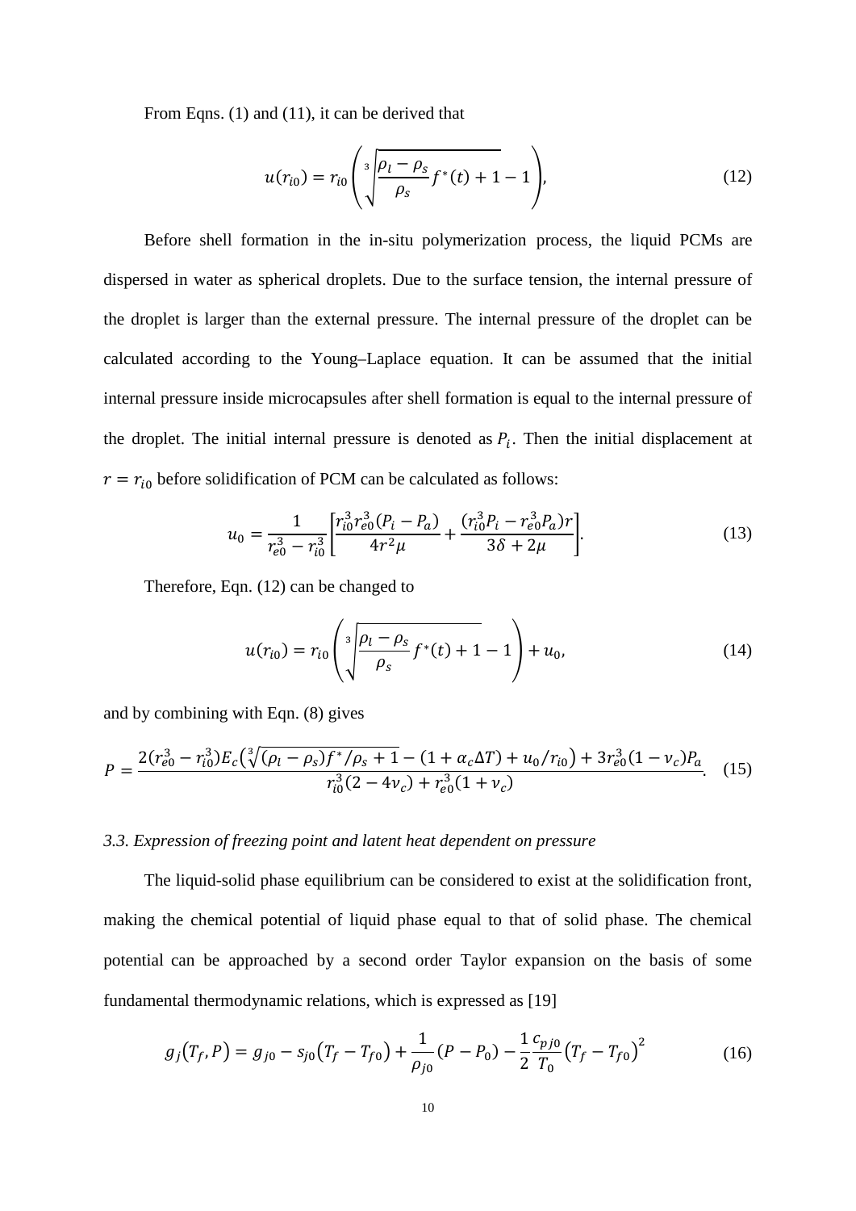From Eqns. (1) and (11), it can be derived that

$$u(r_{i0}) = r_{i0}\left(\sqrt[3]{\frac{\rho_l - \rho_s}{\rho_s} f^*(t) + 1} - 1\right), \tag{12}$$

Before shell formation in the in-situ polymerization process, the liquid PCMs are dispersed in water as spherical droplets. Due to the surface tension, the internal pressure of the droplet is larger than the external pressure. The internal pressure of the droplet can be calculated according to the Young–Laplace equation. It can be assumed that the initial internal pressure inside microcapsules after shell formation is equal to the internal pressure of the droplet. The initial internal pressure is denoted as $P_i$. Then the initial displacement at $r = r_{i0}$ before solidification of PCM can be calculated as follows:

$$u_0 = \frac{1}{r_{e0}^3 - r_{i0}^3}\left[\frac{r_{i0}^3 r_{e0}^3 (P_i - P_a)}{4r^2\mu} + \frac{(r_{i0}^3 P_i - r_{e0}^3 P_a) r}{3\delta + 2\mu}\right]. \tag{13}$$

Therefore, Eqn. (12) can be changed to

$$u(r_{i0}) = r_{i0}\left(\sqrt[3]{\frac{\rho_l - \rho_s}{\rho_s} f^*(t) + 1} - 1\right) + u_0, \tag{14}$$

and by combining with Eqn. (8) gives

$$P = \frac{2(r_{e0}^3 - r_{i0}^3)E_c\left(\sqrt[3]{(\rho_l - \rho_s) f^*/\rho_s + 1} - (1 + \alpha_c \Delta T) + u_0/r_{i0}\right) + 3r_{e0}^3(1 - \nu_c)P_a}{r_{i0}^3(2 - 4\nu_c) + r_{e0}^3(1 + \nu_c)}. \tag{15}$$

### *3.3. Expression of freezing point and latent heat dependent on pressure*

The liquid-solid phase equilibrium can be considered to exist at the solidification front, making the chemical potential of liquid phase equal to that of solid phase. The chemical potential can be approached by a second order Taylor expansion on the basis of some fundamental thermodynamic relations, which is expressed as [19]

$$g_j(T_f, P) = g_{j0} - s_{j0}(T_f - T_{f0}) + \frac{1}{\rho_{j0}}(P - P_0) - \frac{1}{2}\frac{c_{pj0}}{T_0}(T_f - T_{f0})^2 \tag{16}$$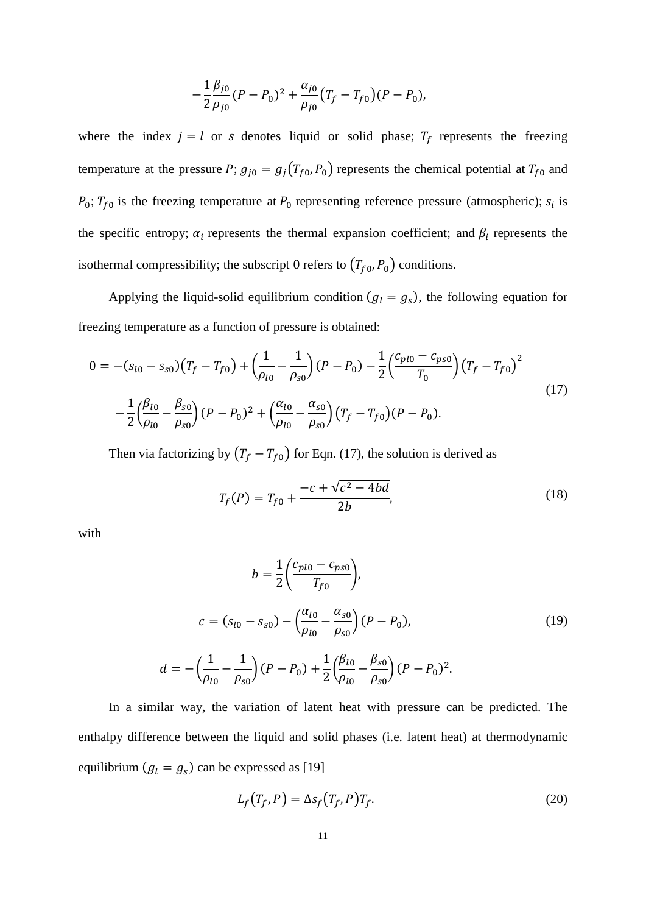$$-\frac{1}{2}\frac{\beta_{j0}}{\rho_{j0}}(P-P_0)^2+\frac{\alpha_{j0}}{\rho_{j0}}(T_f-T_{f0})(P-P_0),$$

where the index $j = l$ or $s$ denotes liquid or solid phase; $T_f$ represents the freezing temperature at the pressure $P$; $g_{j0} = g_j(T_{f0}, P_0)$ represents the chemical potential at $T_{f0}$ and $P_0$; $T_{f0}$ is the freezing temperature at $P_0$ representing reference pressure (atmospheric); $s_i$ is the specific entropy; $\alpha_i$ represents the thermal expansion coefficient; and $\beta_i$ represents the isothermal compressibility; the subscript 0 refers to $(T_{f0}, P_0)$ conditions.

Applying the liquid-solid equilibrium condition ($g_l = g_s$), the following equation for freezing temperature as a function of pressure is obtained:

$$0=-(s_{l0}-s_{s0})(T_f-T_{f0})+\left(\frac{1}{\rho_{l0}}-\frac{1}{\rho_{s0}}\right)(P-P_0)-\frac{1}{2}\left(\frac{c_{pl0}-c_{ps0}}{T_0}\right)(T_f-T_{f0})^2$$
$$-\frac{1}{2}\left(\frac{\beta_{l0}}{\rho_{l0}}-\frac{\beta_{s0}}{\rho_{s0}}\right)(P-P_0)^2+\left(\frac{\alpha_{l0}}{\rho_{l0}}-\frac{\alpha_{s0}}{\rho_{s0}}\right)(T_f-T_{f0})(P-P_0). \tag{17}$$

Then via factorizing by $(T_f - T_{f0})$ for Eqn. (17), the solution is derived as

$$T_f(P)=T_{f0}+\frac{-c+\sqrt{c^2-4bd}}{2b}, \tag{18}$$

with

$$b=\frac{1}{2}\left(\frac{c_{pl0}-c_{ps0}}{T_{f0}}\right),$$
$$c=(s_{l0}-s_{s0})-\left(\frac{\alpha_{l0}}{\rho_{l0}}-\frac{\alpha_{s0}}{\rho_{s0}}\right)(P-P_0), \tag{19}$$
$$d=-\left(\frac{1}{\rho_{l0}}-\frac{1}{\rho_{s0}}\right)(P-P_0)+\frac{1}{2}\left(\frac{\beta_{l0}}{\rho_{l0}}-\frac{\beta_{s0}}{\rho_{s0}}\right)(P-P_0)^2.$$

In a similar way, the variation of latent heat with pressure can be predicted. The enthalpy difference between the liquid and solid phases (i.e. latent heat) at thermodynamic equilibrium ($g_l = g_s$) can be expressed as [19]

$$L_f(T_f,P)=\Delta s_f(T_f,P)T_f. \tag{20}$$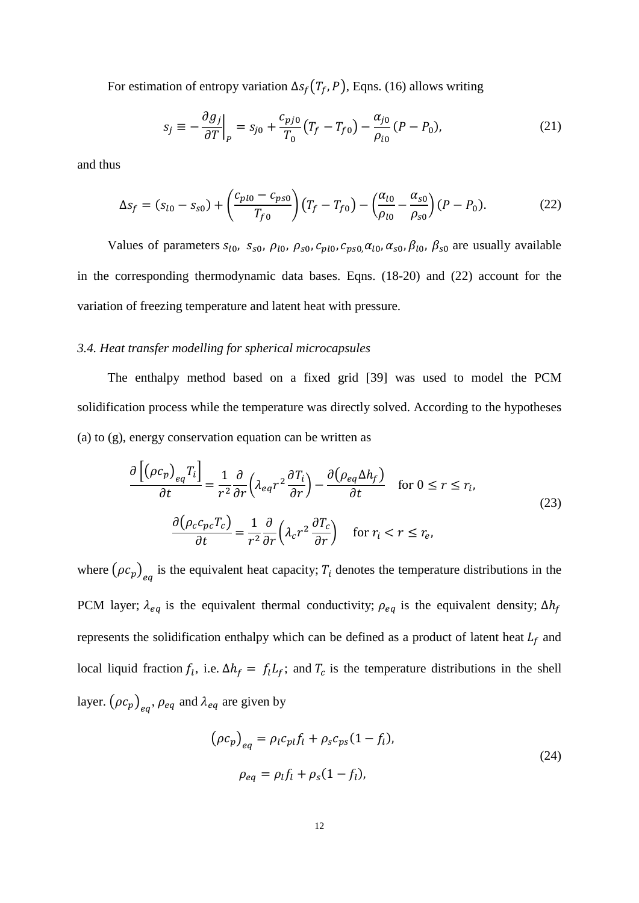For estimation of entropy variation $\Delta s_f(T_f, P)$, Eqns. (16) allows writing

$$s_j \equiv -\left.\frac{\partial g_j}{\partial T}\right|_P = s_{j0} + \frac{c_{pj0}}{T_0}\left(T_f - T_{f0}\right) - \frac{\alpha_{j0}}{\rho_{i0}}\left(P - P_0\right), \tag{21}$$

and thus

$$\Delta s_f = \left(s_{l0} - s_{s0}\right) + \left(\frac{c_{pl0} - c_{ps0}}{T_{f0}}\right)\left(T_f - T_{f0}\right) - \left(\frac{\alpha_{l0}}{\rho_{l0}} - \frac{\alpha_{s0}}{\rho_{s0}}\right)\left(P - P_0\right). \tag{22}$$

Values of parameters $s_{l0}$, $s_{s0}$, $\rho_{l0}$, $\rho_{s0}$, $c_{pl0}$, $c_{ps0}$, $\alpha_{l0}$, $\alpha_{s0}$, $\beta_{l0}$, $\beta_{s0}$ are usually available in the corresponding thermodynamic data bases. Eqns. (18-20) and (22) account for the variation of freezing temperature and latent heat with pressure.

### *3.4. Heat transfer modelling for spherical microcapsules*

The enthalpy method based on a fixed grid [39] was used to model the PCM solidification process while the temperature was directly solved. According to the hypotheses (a) to (g), energy conservation equation can be written as

$$\begin{gathered}
\frac{\partial\left[\left(\rho c_p\right)_{eq} T_i\right]}{\partial t} = \frac{1}{r^2}\frac{\partial}{\partial r}\left(\lambda_{eq} r^2 \frac{\partial T_i}{\partial r}\right) - \frac{\partial\left(\rho_{eq}\Delta h_f\right)}{\partial t} \quad \text{for } 0 \le r \le r_i, \\
\frac{\partial\left(\rho_c c_{pc} T_c\right)}{\partial t} = \frac{1}{r^2}\frac{\partial}{\partial r}\left(\lambda_c r^2 \frac{\partial T_c}{\partial r}\right) \quad \text{for } r_i < r \le r_e,
\end{gathered} \tag{23}$$

where $\left(\rho c_p\right)_{eq}$ is the equivalent heat capacity; $T_i$ denotes the temperature distributions in the PCM layer; $\lambda_{eq}$ is the equivalent thermal conductivity; $\rho_{eq}$ is the equivalent density; $\Delta h_f$ represents the solidification enthalpy which can be defined as a product of latent heat $L_f$ and local liquid fraction $f_l$, i.e. $\Delta h_f = f_l L_f$; and $T_c$ is the temperature distributions in the shell layer. $\left(\rho c_p\right)_{eq}$, $\rho_{eq}$ and $\lambda_{eq}$ are given by

$$\begin{gathered}
\left(\rho c_p\right)_{eq} = \rho_l c_{pl} f_l + \rho_s c_{ps}\left(1 - f_l\right), \\
\rho_{eq} = \rho_l f_l + \rho_s\left(1 - f_l\right),
\end{gathered} \tag{24}$$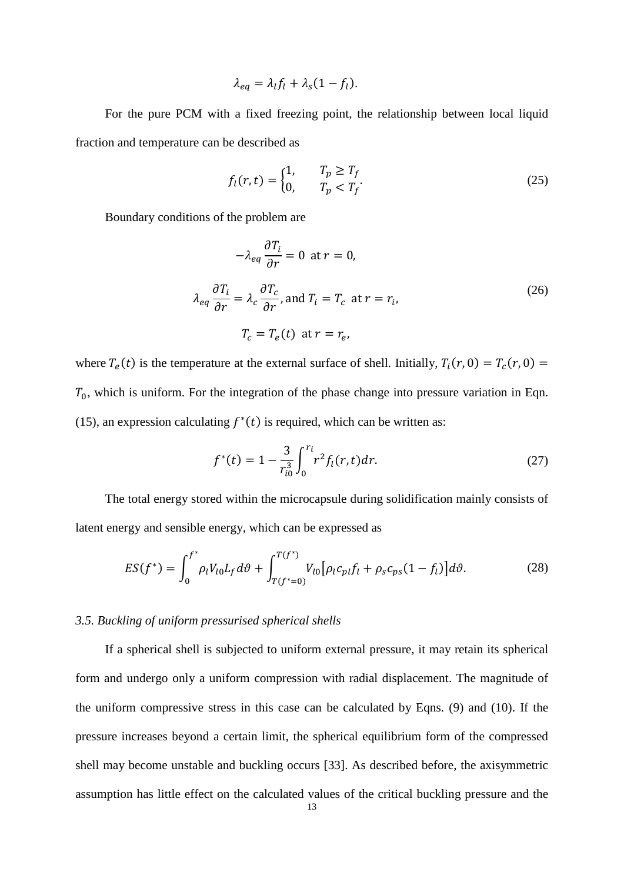$$\lambda_{eq} = \lambda_l f_l + \lambda_s (1 - f_l).$$

For the pure PCM with a fixed freezing point, the relationship between local liquid fraction and temperature can be described as

$$f_l(r,t) = \begin{cases} 1, & T_p \geq T_f \\ 0, & T_p < T_f \end{cases}. \tag{25}$$

Boundary conditions of the problem are

$$-\lambda_{eq} \frac{\partial T_i}{\partial r} = 0 \ \text{ at } r = 0,$$

$$\lambda_{eq} \frac{\partial T_i}{\partial r} = \lambda_c \frac{\partial T_c}{\partial r}, \text{and } T_i = T_c \ \text{ at } r = r_i, \tag{26}$$

$$T_c = T_e(t) \ \text{ at } r = r_e,$$

where $T_e(t)$ is the temperature at the external surface of shell. Initially, $T_i(r,0) = T_c(r,0) = T_0$, which is uniform. For the integration of the phase change into pressure variation in Eqn. (15), an expression calculating $f^*(t)$ is required, which can be written as:

$$f^*(t) = 1 - \frac{3}{r_{i0}^3} \int_0^{r_i} r^2 f_l(r,t) dr. \tag{27}$$

The total energy stored within the microcapsule during solidification mainly consists of latent energy and sensible energy, which can be expressed as

$$ES(f^*) = \int_0^{f^*} \rho_l V_{l0} L_f d\vartheta + \int_{T(f^*=0)}^{T(f^*)} V_{l0} \left[\rho_l c_{pl} f_l + \rho_s c_{ps} (1 - f_l)\right] d\vartheta. \tag{28}$$

### *3.5. Buckling of uniform pressurised spherical shells*

If a spherical shell is subjected to uniform external pressure, it may retain its spherical form and undergo only a uniform compression with radial displacement. The magnitude of the uniform compressive stress in this case can be calculated by Eqns. (9) and (10). If the pressure increases beyond a certain limit, the spherical equilibrium form of the compressed shell may become unstable and buckling occurs [33]. As described before, the axisymmetric assumption has little effect on the calculated values of the critical buckling pressure and the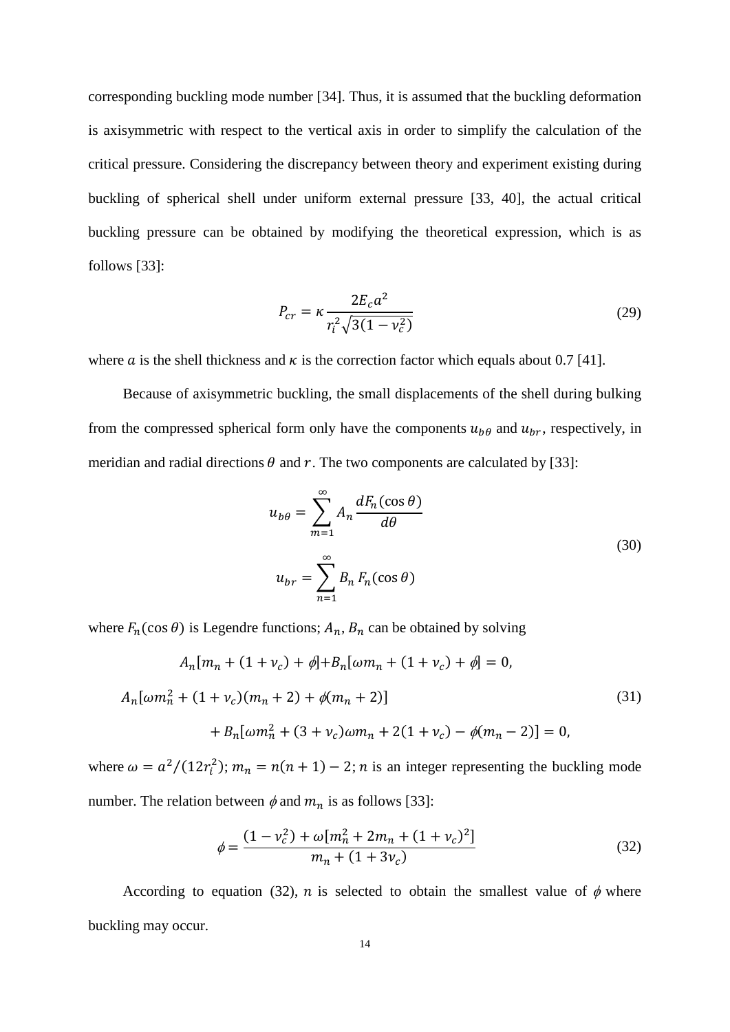corresponding buckling mode number [34]. Thus, it is assumed that the buckling deformation is axisymmetric with respect to the vertical axis in order to simplify the calculation of the critical pressure. Considering the discrepancy between theory and experiment existing during buckling of spherical shell under uniform external pressure [33, 40], the actual critical buckling pressure can be obtained by modifying the theoretical expression, which is as follows [33]:

$$P_{cr} = \kappa \frac{2E_c a^2}{r_i^2 \sqrt{3(1-\nu_c^2)}} \tag{29}$$

where $a$ is the shell thickness and $\kappa$ is the correction factor which equals about 0.7 [41].

Because of axisymmetric buckling, the small displacements of the shell during bulking from the compressed spherical form only have the components $u_{b\theta}$ and $u_{br}$, respectively, in meridian and radial directions $\theta$ and $r$. The two components are calculated by [33]:

$$\begin{aligned} u_{b\theta} &= \sum_{m=1}^{\infty} A_n \frac{dF_n(\cos\theta)}{d\theta} \\ u_{br} &= \sum_{n=1}^{\infty} B_n F_n(\cos\theta) \end{aligned} \tag{30}$$

where $F_n(\cos\theta)$ is Legendre functions; $A_n$, $B_n$ can be obtained by solving

$$\begin{aligned} &A_n[m_n + (1+\nu_c) + \phi] + B_n[\omega m_n + (1+\nu_c) + \phi] = 0, \\ &A_n[\omega m_n^2 + (1+\nu_c)(m_n+2) + \phi(m_n+2)] \\ &\qquad + B_n[\omega m_n^2 + (3+\nu_c)\omega m_n + 2(1+\nu_c) - \phi(m_n-2)] = 0, \end{aligned} \tag{31}$$

where $\omega = a^2/(12r_i^2)$; $m_n = n(n+1) - 2$; $n$ is an integer representing the buckling mode number. The relation between $\phi$ and $m_n$ is as follows [33]:

$$\phi = \frac{(1-\nu_c^2) + \omega[m_n^2 + 2m_n + (1+\nu_c)^2]}{m_n + (1+3\nu_c)} \tag{32}$$

According to equation (32), $n$ is selected to obtain the smallest value of $\phi$ where buckling may occur.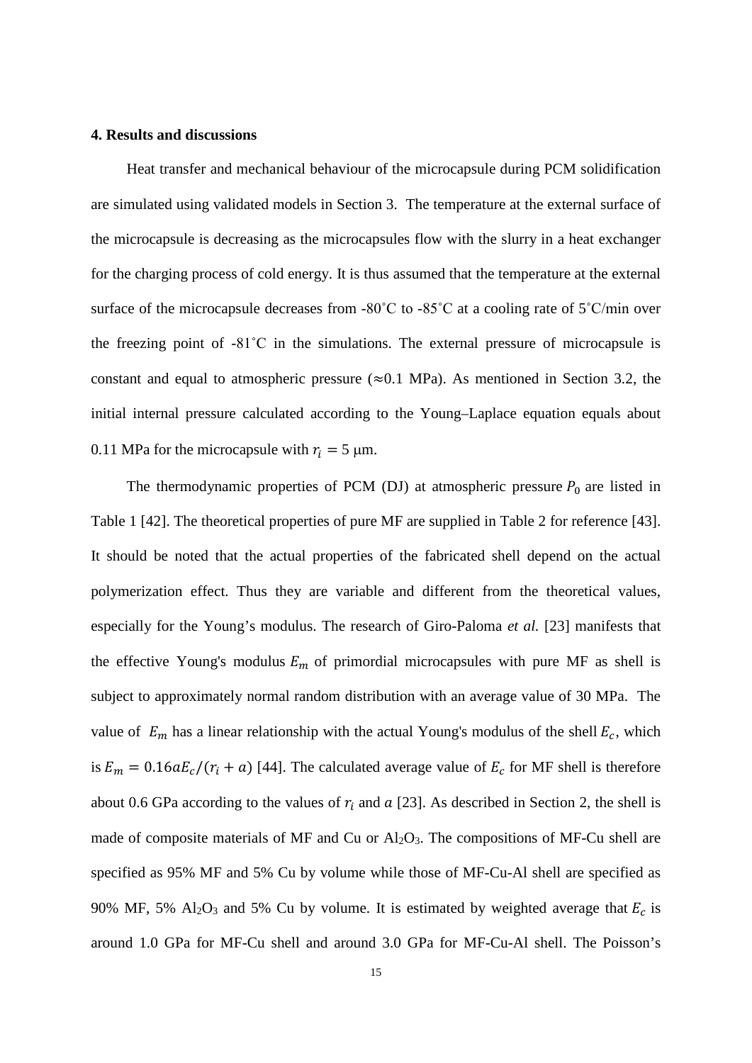## 4. Results and discussions

Heat transfer and mechanical behaviour of the microcapsule during PCM solidification are simulated using validated models in Section 3. The temperature at the external surface of the microcapsule is decreasing as the microcapsules flow with the slurry in a heat exchanger for the charging process of cold energy. It is thus assumed that the temperature at the external surface of the microcapsule decreases from -80˚C to -85˚C at a cooling rate of 5˚C/min over the freezing point of -81˚C in the simulations. The external pressure of microcapsule is constant and equal to atmospheric pressure (≈0.1 MPa). As mentioned in Section 3.2, the initial internal pressure calculated according to the Young–Laplace equation equals about 0.11 MPa for the microcapsule with $r_i = 5$ μm.

The thermodynamic properties of PCM (DJ) at atmospheric pressure $P_0$ are listed in Table 1 [42]. The theoretical properties of pure MF are supplied in Table 2 for reference [43]. It should be noted that the actual properties of the fabricated shell depend on the actual polymerization effect. Thus they are variable and different from the theoretical values, especially for the Young's modulus. The research of Giro-Paloma *et al.* [23] manifests that the effective Young's modulus $E_m$ of primordial microcapsules with pure MF as shell is subject to approximately normal random distribution with an average value of 30 MPa. The value of $E_m$ has a linear relationship with the actual Young's modulus of the shell $E_c$, which is $E_m = 0.16aE_c/(r_i + a)$ [44]. The calculated average value of $E_c$ for MF shell is therefore about 0.6 GPa according to the values of $r_i$ and $a$ [23]. As described in Section 2, the shell is made of composite materials of MF and Cu or $Al_2O_3$. The compositions of MF-Cu shell are specified as 95% MF and 5% Cu by volume while those of MF-Cu-Al shell are specified as 90% MF, 5% $Al_2O_3$ and 5% Cu by volume. It is estimated by weighted average that $E_c$ is around 1.0 GPa for MF-Cu shell and around 3.0 GPa for MF-Cu-Al shell. The Poisson's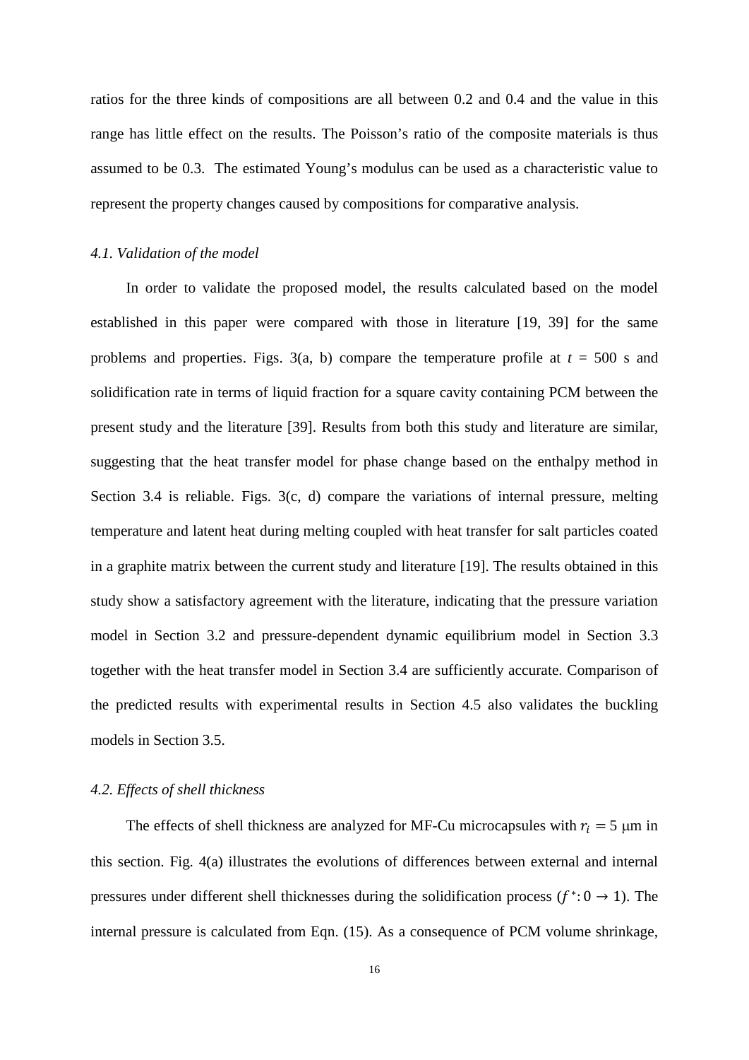ratios for the three kinds of compositions are all between 0.2 and 0.4 and the value in this range has little effect on the results. The Poisson's ratio of the composite materials is thus assumed to be 0.3. The estimated Young's modulus can be used as a characteristic value to represent the property changes caused by compositions for comparative analysis.

### *4.1. Validation of the model*

In order to validate the proposed model, the results calculated based on the model established in this paper were compared with those in literature [19, 39] for the same problems and properties. Figs. 3(a, b) compare the temperature profile at $t$ = 500 s and solidification rate in terms of liquid fraction for a square cavity containing PCM between the present study and the literature [39]. Results from both this study and literature are similar, suggesting that the heat transfer model for phase change based on the enthalpy method in Section 3.4 is reliable. Figs. 3(c, d) compare the variations of internal pressure, melting temperature and latent heat during melting coupled with heat transfer for salt particles coated in a graphite matrix between the current study and literature [19]. The results obtained in this study show a satisfactory agreement with the literature, indicating that the pressure variation model in Section 3.2 and pressure-dependent dynamic equilibrium model in Section 3.3 together with the heat transfer model in Section 3.4 are sufficiently accurate. Comparison of the predicted results with experimental results in Section 4.5 also validates the buckling models in Section 3.5.

### *4.2. Effects of shell thickness*

The effects of shell thickness are analyzed for MF-Cu microcapsules with $r_i = 5$ μm in this section. Fig. 4(a) illustrates the evolutions of differences between external and internal pressures under different shell thicknesses during the solidification process ($f^*: 0 \rightarrow 1$). The internal pressure is calculated from Eqn. (15). As a consequence of PCM volume shrinkage,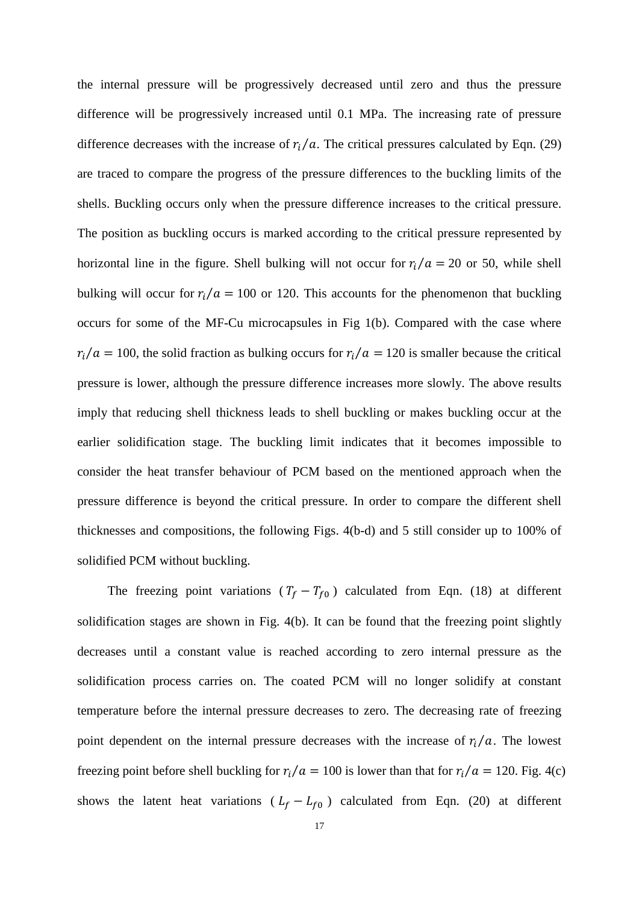the internal pressure will be progressively decreased until zero and thus the pressure difference will be progressively increased until 0.1 MPa. The increasing rate of pressure difference decreases with the increase of $r_i/a$. The critical pressures calculated by Eqn. (29) are traced to compare the progress of the pressure differences to the buckling limits of the shells. Buckling occurs only when the pressure difference increases to the critical pressure. The position as buckling occurs is marked according to the critical pressure represented by horizontal line in the figure. Shell bulking will not occur for $r_i/a = 20$ or 50, while shell bulking will occur for $r_i/a = 100$ or 120. This accounts for the phenomenon that buckling occurs for some of the MF-Cu microcapsules in Fig 1(b). Compared with the case where $r_i/a = 100$, the solid fraction as bulking occurs for $r_i/a = 120$ is smaller because the critical pressure is lower, although the pressure difference increases more slowly. The above results imply that reducing shell thickness leads to shell buckling or makes buckling occur at the earlier solidification stage. The buckling limit indicates that it becomes impossible to consider the heat transfer behaviour of PCM based on the mentioned approach when the pressure difference is beyond the critical pressure. In order to compare the different shell thicknesses and compositions, the following Figs. 4(b-d) and 5 still consider up to 100% of solidified PCM without buckling.

The freezing point variations ($T_f - T_{f0}$) calculated from Eqn. (18) at different solidification stages are shown in Fig. 4(b). It can be found that the freezing point slightly decreases until a constant value is reached according to zero internal pressure as the solidification process carries on. The coated PCM will no longer solidify at constant temperature before the internal pressure decreases to zero. The decreasing rate of freezing point dependent on the internal pressure decreases with the increase of $r_i/a$. The lowest freezing point before shell buckling for $r_i/a = 100$ is lower than that for $r_i/a = 120$. Fig. 4(c) shows the latent heat variations ($L_f - L_{f0}$) calculated from Eqn. (20) at different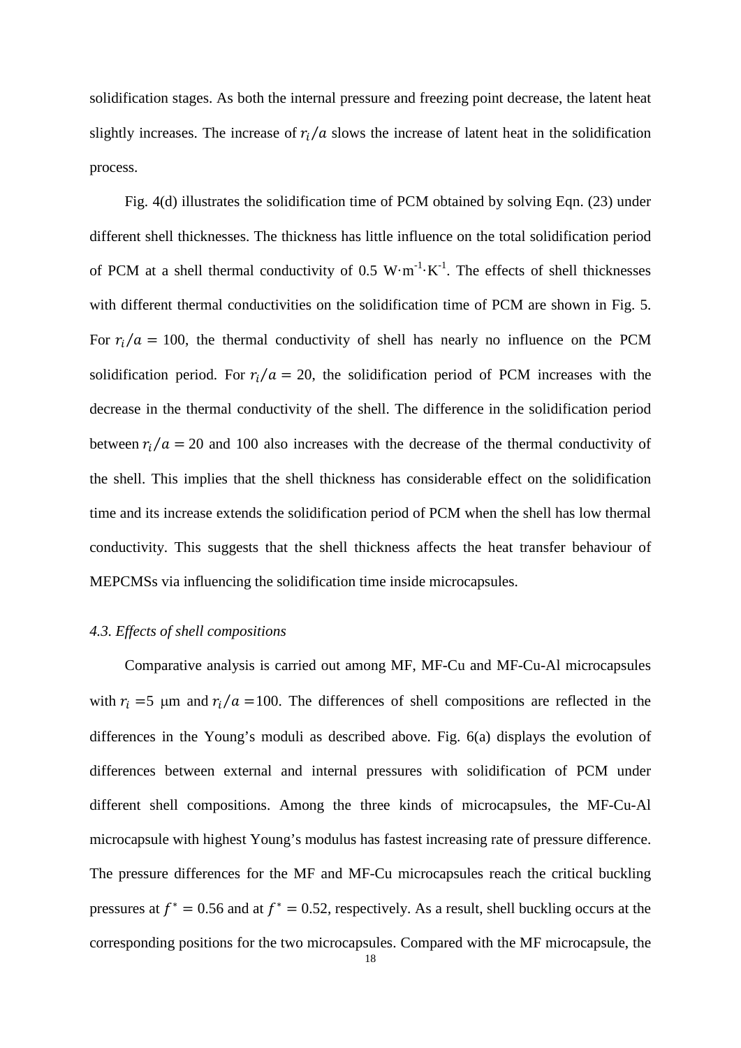solidification stages. As both the internal pressure and freezing point decrease, the latent heat slightly increases. The increase of $r_i/a$ slows the increase of latent heat in the solidification process.

Fig. 4(d) illustrates the solidification time of PCM obtained by solving Eqn. (23) under different shell thicknesses. The thickness has little influence on the total solidification period of PCM at a shell thermal conductivity of 0.5 $W \cdot m^{-1} \cdot K^{-1}$. The effects of shell thicknesses with different thermal conductivities on the solidification time of PCM are shown in Fig. 5. For $r_i/a = 100$, the thermal conductivity of shell has nearly no influence on the PCM solidification period. For $r_i/a = 20$, the solidification period of PCM increases with the decrease in the thermal conductivity of the shell. The difference in the solidification period between $r_i/a = 20$ and 100 also increases with the decrease of the thermal conductivity of the shell. This implies that the shell thickness has considerable effect on the solidification time and its increase extends the solidification period of PCM when the shell has low thermal conductivity. This suggests that the shell thickness affects the heat transfer behaviour of MEPCMSs via influencing the solidification time inside microcapsules.

### *4.3. Effects of shell compositions*

Comparative analysis is carried out among MF, MF-Cu and MF-Cu-Al microcapsules with $r_i = 5$ μm and $r_i/a = 100$. The differences of shell compositions are reflected in the differences in the Young's moduli as described above. Fig. 6(a) displays the evolution of differences between external and internal pressures with solidification of PCM under different shell compositions. Among the three kinds of microcapsules, the MF-Cu-Al microcapsule with highest Young's modulus has fastest increasing rate of pressure difference. The pressure differences for the MF and MF-Cu microcapsules reach the critical buckling pressures at $f^* = 0.56$ and at $f^* = 0.52$, respectively. As a result, shell buckling occurs at the corresponding positions for the two microcapsules. Compared with the MF microcapsule, the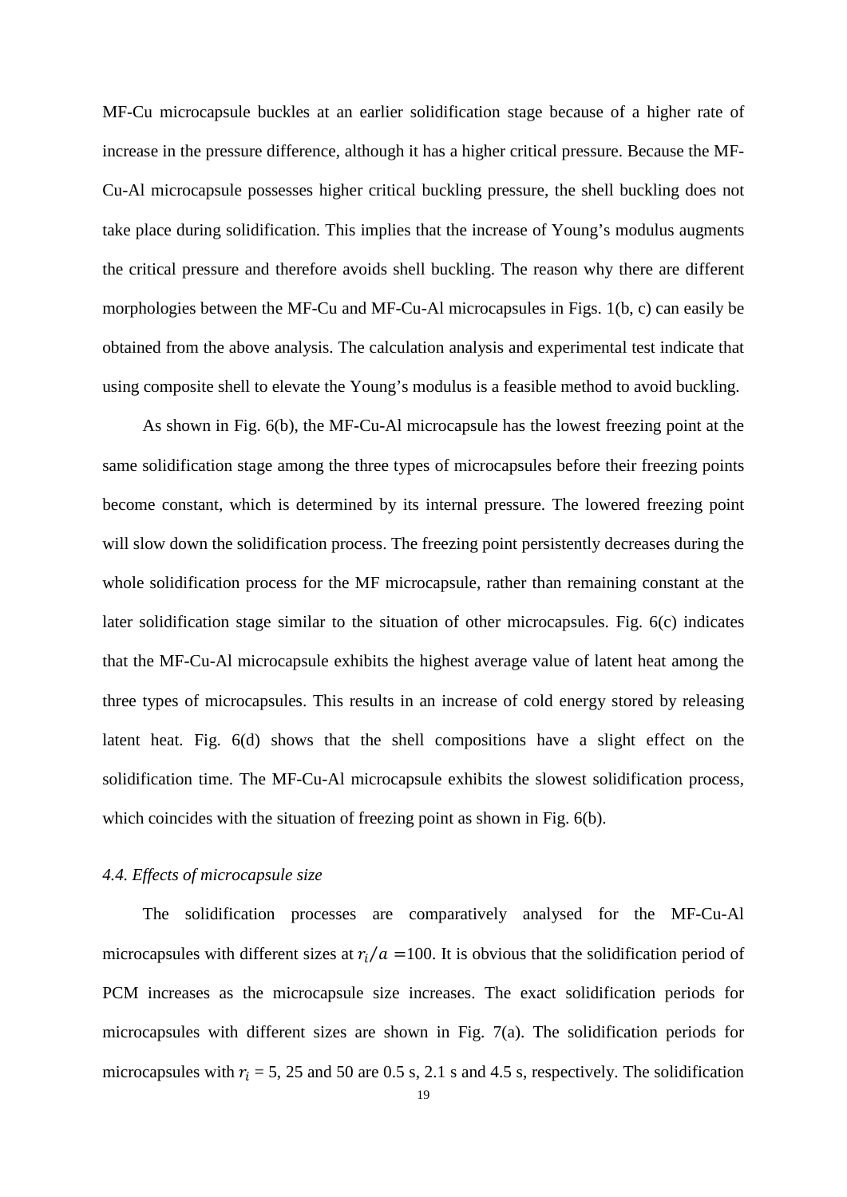MF-Cu microcapsule buckles at an earlier solidification stage because of a higher rate of increase in the pressure difference, although it has a higher critical pressure. Because the MF-Cu-Al microcapsule possesses higher critical buckling pressure, the shell buckling does not take place during solidification. This implies that the increase of Young's modulus augments the critical pressure and therefore avoids shell buckling. The reason why there are different morphologies between the MF-Cu and MF-Cu-Al microcapsules in Figs. 1(b, c) can easily be obtained from the above analysis. The calculation analysis and experimental test indicate that using composite shell to elevate the Young's modulus is a feasible method to avoid buckling.

As shown in Fig. 6(b), the MF-Cu-Al microcapsule has the lowest freezing point at the same solidification stage among the three types of microcapsules before their freezing points become constant, which is determined by its internal pressure. The lowered freezing point will slow down the solidification process. The freezing point persistently decreases during the whole solidification process for the MF microcapsule, rather than remaining constant at the later solidification stage similar to the situation of other microcapsules. Fig. 6(c) indicates that the MF-Cu-Al microcapsule exhibits the highest average value of latent heat among the three types of microcapsules. This results in an increase of cold energy stored by releasing latent heat. Fig. 6(d) shows that the shell compositions have a slight effect on the solidification time. The MF-Cu-Al microcapsule exhibits the slowest solidification process, which coincides with the situation of freezing point as shown in Fig. 6(b).

### *4.4. Effects of microcapsule size*

The solidification processes are comparatively analysed for the MF-Cu-Al microcapsules with different sizes at $r_i/a = 100$. It is obvious that the solidification period of PCM increases as the microcapsule size increases. The exact solidification periods for microcapsules with different sizes are shown in Fig. 7(a). The solidification periods for microcapsules with $r_i$ = 5, 25 and 50 are 0.5 s, 2.1 s and 4.5 s, respectively. The solidification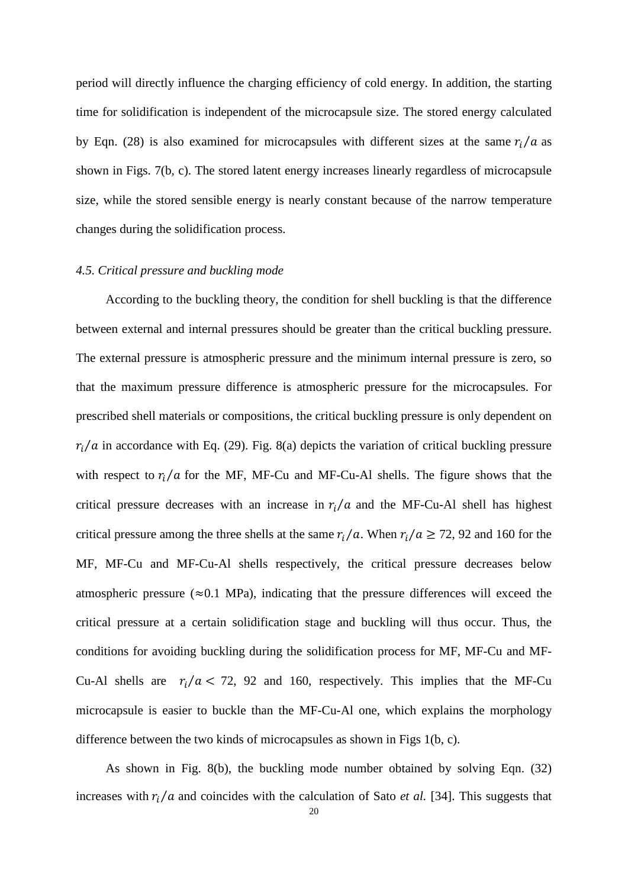period will directly influence the charging efficiency of cold energy. In addition, the starting time for solidification is independent of the microcapsule size. The stored energy calculated by Eqn. (28) is also examined for microcapsules with different sizes at the same $r_i/a$ as shown in Figs. 7(b, c). The stored latent energy increases linearly regardless of microcapsule size, while the stored sensible energy is nearly constant because of the narrow temperature changes during the solidification process.

### *4.5. Critical pressure and buckling mode*

According to the buckling theory, the condition for shell buckling is that the difference between external and internal pressures should be greater than the critical buckling pressure. The external pressure is atmospheric pressure and the minimum internal pressure is zero, so that the maximum pressure difference is atmospheric pressure for the microcapsules. For prescribed shell materials or compositions, the critical buckling pressure is only dependent on $r_i/a$ in accordance with Eq. (29). Fig. 8(a) depicts the variation of critical buckling pressure with respect to $r_i/a$ for the MF, MF-Cu and MF-Cu-Al shells. The figure shows that the critical pressure decreases with an increase in $r_i/a$ and the MF-Cu-Al shell has highest critical pressure among the three shells at the same $r_i/a$. When $r_i/a \geq 72$, 92 and 160 for the MF, MF-Cu and MF-Cu-Al shells respectively, the critical pressure decreases below atmospheric pressure ($\approx$0.1 MPa), indicating that the pressure differences will exceed the critical pressure at a certain solidification stage and buckling will thus occur. Thus, the conditions for avoiding buckling during the solidification process for MF, MF-Cu and MF-Cu-Al shells are $r_i/a < 72$, 92 and 160, respectively. This implies that the MF-Cu microcapsule is easier to buckle than the MF-Cu-Al one, which explains the morphology difference between the two kinds of microcapsules as shown in Figs 1(b, c).

As shown in Fig. 8(b), the buckling mode number obtained by solving Eqn. (32) increases with $r_i/a$ and coincides with the calculation of Sato *et al.* [34]. This suggests that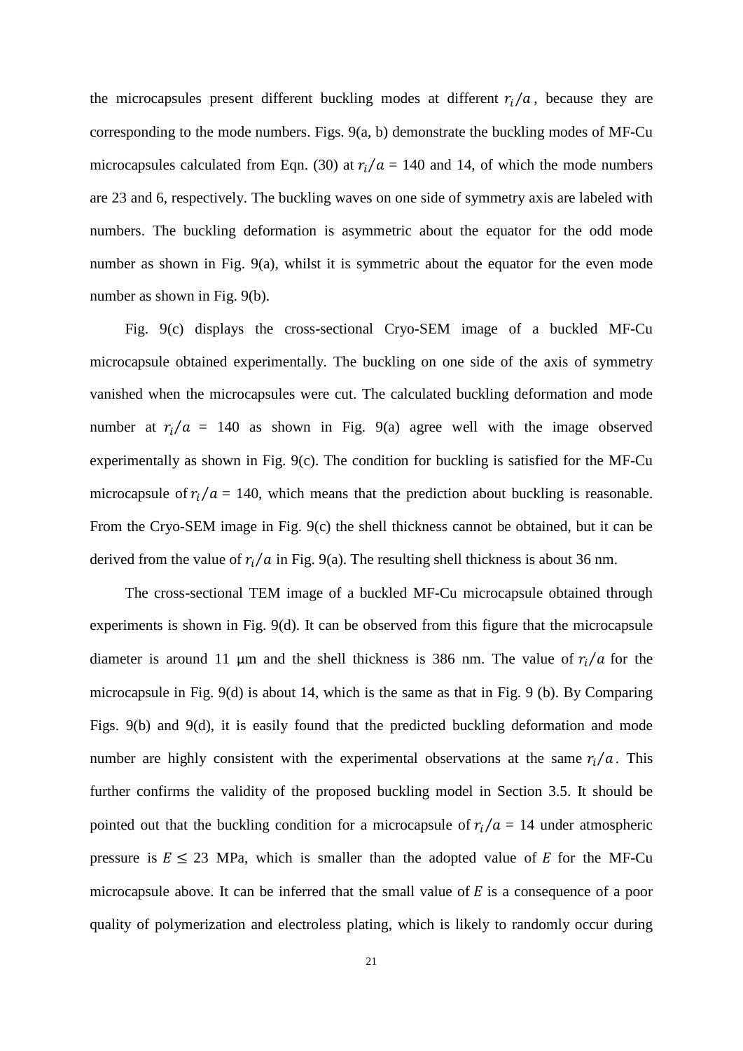the microcapsules present different buckling modes at different $r_i/a$, because they are corresponding to the mode numbers. Figs. 9(a, b) demonstrate the buckling modes of MF-Cu microcapsules calculated from Eqn. (30) at $r_i/a$ = 140 and 14, of which the mode numbers are 23 and 6, respectively. The buckling waves on one side of symmetry axis are labeled with numbers. The buckling deformation is asymmetric about the equator for the odd mode number as shown in Fig. 9(a), whilst it is symmetric about the equator for the even mode number as shown in Fig. 9(b).

Fig. 9(c) displays the cross-sectional Cryo-SEM image of a buckled MF-Cu microcapsule obtained experimentally. The buckling on one side of the axis of symmetry vanished when the microcapsules were cut. The calculated buckling deformation and mode number at $r_i/a$ = 140 as shown in Fig. 9(a) agree well with the image observed experimentally as shown in Fig. 9(c). The condition for buckling is satisfied for the MF-Cu microcapsule of $r_i/a$ = 140, which means that the prediction about buckling is reasonable. From the Cryo-SEM image in Fig. 9(c) the shell thickness cannot be obtained, but it can be derived from the value of $r_i/a$ in Fig. 9(a). The resulting shell thickness is about 36 nm.

The cross-sectional TEM image of a buckled MF-Cu microcapsule obtained through experiments is shown in Fig. 9(d). It can be observed from this figure that the microcapsule diameter is around 11 μm and the shell thickness is 386 nm. The value of $r_i/a$ for the microcapsule in Fig. 9(d) is about 14, which is the same as that in Fig. 9 (b). By Comparing Figs. 9(b) and 9(d), it is easily found that the predicted buckling deformation and mode number are highly consistent with the experimental observations at the same $r_i/a$. This further confirms the validity of the proposed buckling model in Section 3.5. It should be pointed out that the buckling condition for a microcapsule of $r_i/a$ = 14 under atmospheric pressure is $E \leq 23$ MPa, which is smaller than the adopted value of $E$ for the MF-Cu microcapsule above. It can be inferred that the small value of $E$ is a consequence of a poor quality of polymerization and electroless plating, which is likely to randomly occur during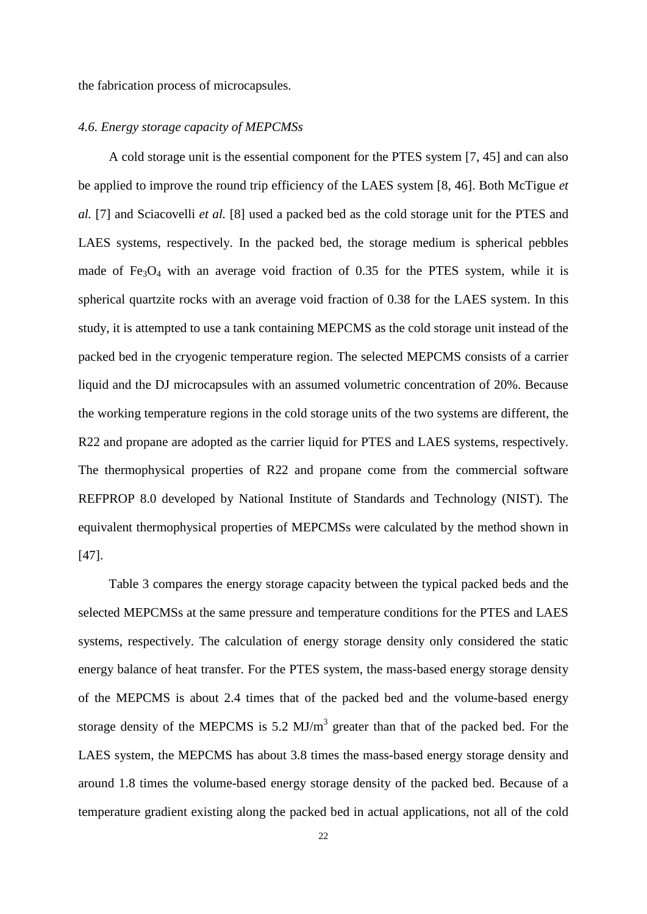the fabrication process of microcapsules.

### *4.6. Energy storage capacity of MEPCMSs*

A cold storage unit is the essential component for the PTES system [7, 45] and can also be applied to improve the round trip efficiency of the LAES system [8, 46]. Both McTigue *et al.* [7] and Sciacovelli *et al.* [8] used a packed bed as the cold storage unit for the PTES and LAES systems, respectively. In the packed bed, the storage medium is spherical pebbles made of $Fe_3O_4$ with an average void fraction of 0.35 for the PTES system, while it is spherical quartzite rocks with an average void fraction of 0.38 for the LAES system. In this study, it is attempted to use a tank containing MEPCMS as the cold storage unit instead of the packed bed in the cryogenic temperature region. The selected MEPCMS consists of a carrier liquid and the DJ microcapsules with an assumed volumetric concentration of 20%. Because the working temperature regions in the cold storage units of the two systems are different, the R22 and propane are adopted as the carrier liquid for PTES and LAES systems, respectively. The thermophysical properties of R22 and propane come from the commercial software REFPROP 8.0 developed by National Institute of Standards and Technology (NIST). The equivalent thermophysical properties of MEPCMSs were calculated by the method shown in [47].

Table 3 compares the energy storage capacity between the typical packed beds and the selected MEPCMSs at the same pressure and temperature conditions for the PTES and LAES systems, respectively. The calculation of energy storage density only considered the static energy balance of heat transfer. For the PTES system, the mass-based energy storage density of the MEPCMS is about 2.4 times that of the packed bed and the volume-based energy storage density of the MEPCMS is 5.2 MJ/m$^3$ greater than that of the packed bed. For the LAES system, the MEPCMS has about 3.8 times the mass-based energy storage density and around 1.8 times the volume-based energy storage density of the packed bed. Because of a temperature gradient existing along the packed bed in actual applications, not all of the cold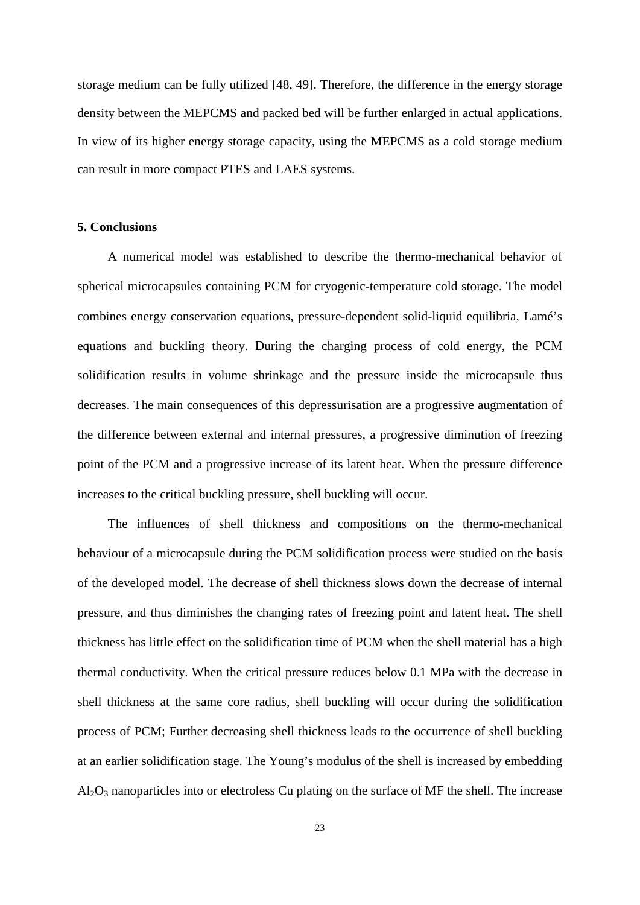storage medium can be fully utilized [48, 49]. Therefore, the difference in the energy storage density between the MEPCMS and packed bed will be further enlarged in actual applications. In view of its higher energy storage capacity, using the MEPCMS as a cold storage medium can result in more compact PTES and LAES systems.

## 5. Conclusions

A numerical model was established to describe the thermo-mechanical behavior of spherical microcapsules containing PCM for cryogenic-temperature cold storage. The model combines energy conservation equations, pressure-dependent solid-liquid equilibria, Lamé's equations and buckling theory. During the charging process of cold energy, the PCM solidification results in volume shrinkage and the pressure inside the microcapsule thus decreases. The main consequences of this depressurisation are a progressive augmentation of the difference between external and internal pressures, a progressive diminution of freezing point of the PCM and a progressive increase of its latent heat. When the pressure difference increases to the critical buckling pressure, shell buckling will occur.

The influences of shell thickness and compositions on the thermo-mechanical behaviour of a microcapsule during the PCM solidification process were studied on the basis of the developed model. The decrease of shell thickness slows down the decrease of internal pressure, and thus diminishes the changing rates of freezing point and latent heat. The shell thickness has little effect on the solidification time of PCM when the shell material has a high thermal conductivity. When the critical pressure reduces below 0.1 MPa with the decrease in shell thickness at the same core radius, shell buckling will occur during the solidification process of PCM; Further decreasing shell thickness leads to the occurrence of shell buckling at an earlier solidification stage. The Young's modulus of the shell is increased by embedding $Al_2O_3$ nanoparticles into or electroless Cu plating on the surface of MF the shell. The increase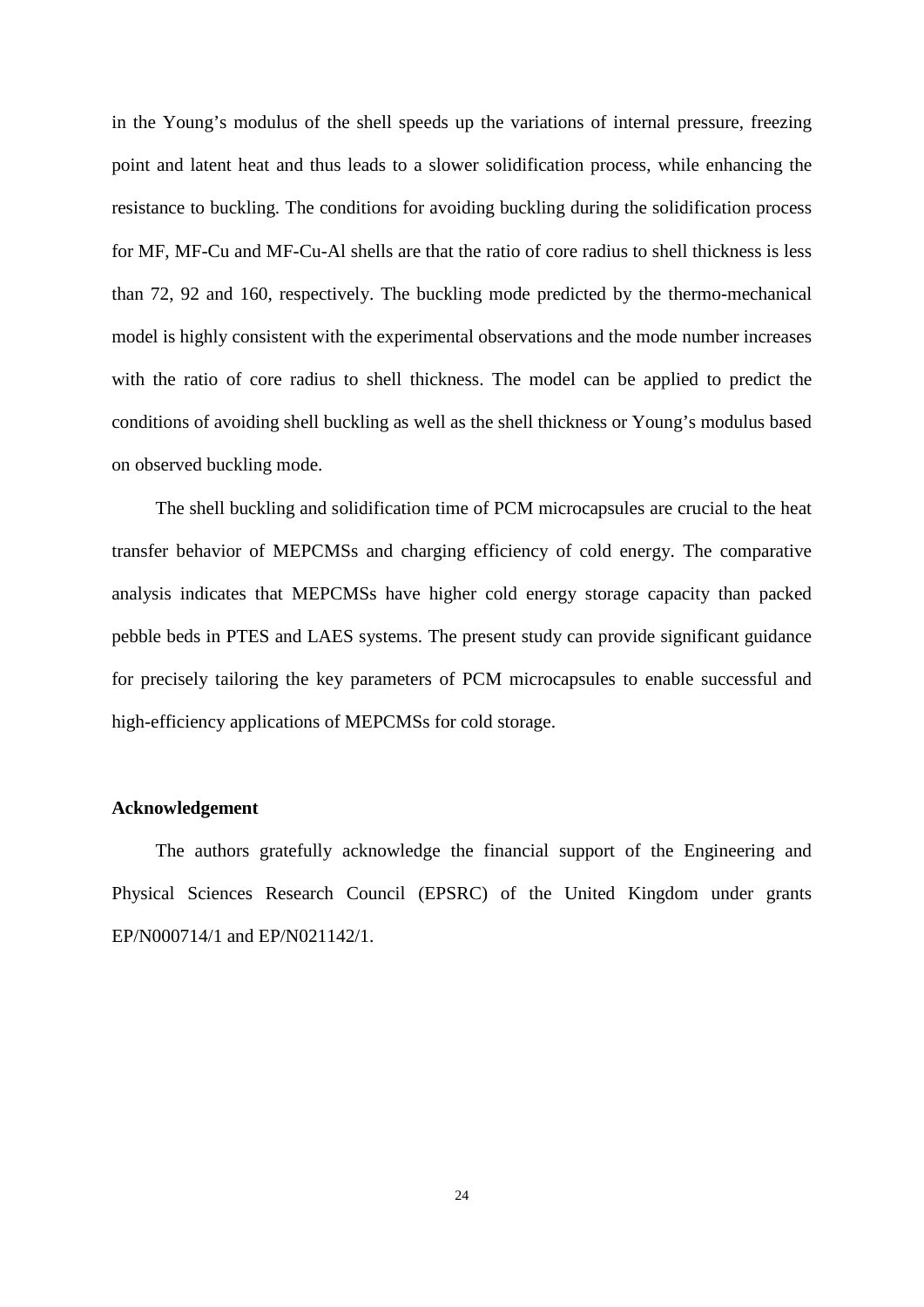in the Young's modulus of the shell speeds up the variations of internal pressure, freezing point and latent heat and thus leads to a slower solidification process, while enhancing the resistance to buckling. The conditions for avoiding buckling during the solidification process for MF, MF-Cu and MF-Cu-Al shells are that the ratio of core radius to shell thickness is less than 72, 92 and 160, respectively. The buckling mode predicted by the thermo-mechanical model is highly consistent with the experimental observations and the mode number increases with the ratio of core radius to shell thickness. The model can be applied to predict the conditions of avoiding shell buckling as well as the shell thickness or Young's modulus based on observed buckling mode.

The shell buckling and solidification time of PCM microcapsules are crucial to the heat transfer behavior of MEPCMSs and charging efficiency of cold energy. The comparative analysis indicates that MEPCMSs have higher cold energy storage capacity than packed pebble beds in PTES and LAES systems. The present study can provide significant guidance for precisely tailoring the key parameters of PCM microcapsules to enable successful and high-efficiency applications of MEPCMSs for cold storage.

**Acknowledgement**

The authors gratefully acknowledge the financial support of the Engineering and Physical Sciences Research Council (EPSRC) of the United Kingdom under grants EP/N000714/1 and EP/N021142/1.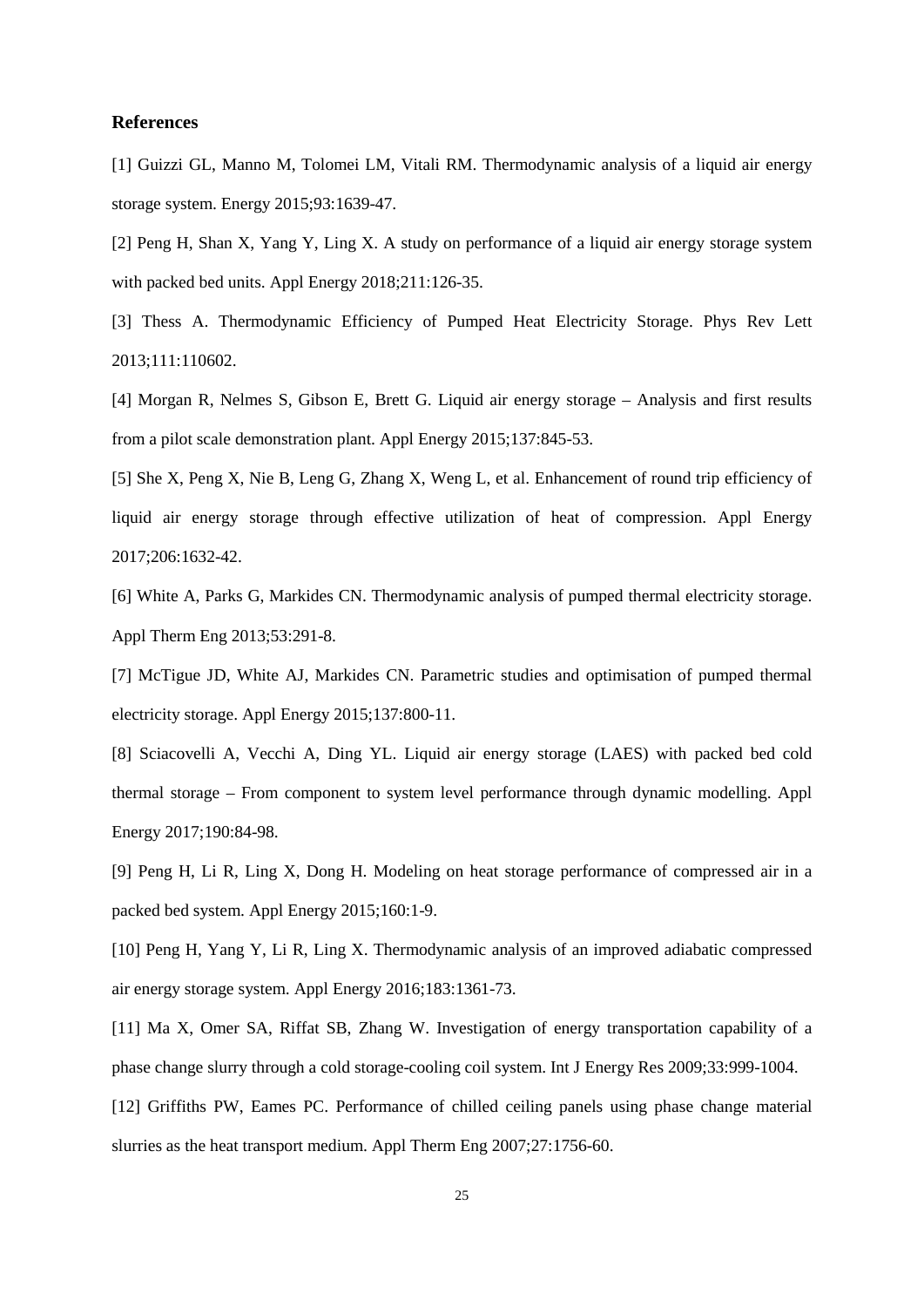## References

[1] Guizzi GL, Manno M, Tolomei LM, Vitali RM. Thermodynamic analysis of a liquid air energy storage system. Energy 2015;93:1639-47.

[2] Peng H, Shan X, Yang Y, Ling X. A study on performance of a liquid air energy storage system with packed bed units. Appl Energy 2018;211:126-35.

[3] Thess A. Thermodynamic Efficiency of Pumped Heat Electricity Storage. Phys Rev Lett 2013;111:110602.

[4] Morgan R, Nelmes S, Gibson E, Brett G. Liquid air energy storage – Analysis and first results from a pilot scale demonstration plant. Appl Energy 2015;137:845-53.

[5] She X, Peng X, Nie B, Leng G, Zhang X, Weng L, et al. Enhancement of round trip efficiency of liquid air energy storage through effective utilization of heat of compression. Appl Energy 2017;206:1632-42.

[6] White A, Parks G, Markides CN. Thermodynamic analysis of pumped thermal electricity storage. Appl Therm Eng 2013;53:291-8.

[7] McTigue JD, White AJ, Markides CN. Parametric studies and optimisation of pumped thermal electricity storage. Appl Energy 2015;137:800-11.

[8] Sciacovelli A, Vecchi A, Ding YL. Liquid air energy storage (LAES) with packed bed cold thermal storage – From component to system level performance through dynamic modelling. Appl Energy 2017;190:84-98.

[9] Peng H, Li R, Ling X, Dong H. Modeling on heat storage performance of compressed air in a packed bed system. Appl Energy 2015;160:1-9.

[10] Peng H, Yang Y, Li R, Ling X. Thermodynamic analysis of an improved adiabatic compressed air energy storage system. Appl Energy 2016;183:1361-73.

[11] Ma X, Omer SA, Riffat SB, Zhang W. Investigation of energy transportation capability of a phase change slurry through a cold storage-cooling coil system. Int J Energy Res 2009;33:999-1004.

[12] Griffiths PW, Eames PC. Performance of chilled ceiling panels using phase change material slurries as the heat transport medium. Appl Therm Eng 2007;27:1756-60.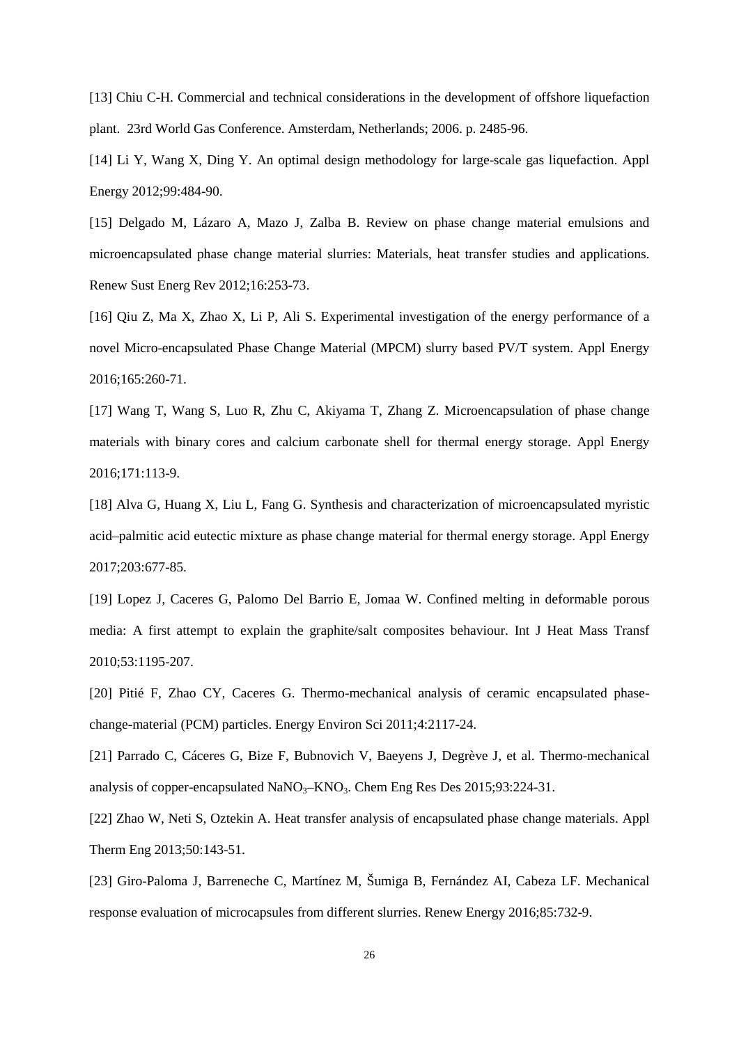[13] Chiu C-H. Commercial and technical considerations in the development of offshore liquefaction plant. 23rd World Gas Conference. Amsterdam, Netherlands; 2006. p. 2485-96.

[14] Li Y, Wang X, Ding Y. An optimal design methodology for large-scale gas liquefaction. Appl Energy 2012;99:484-90.

[15] Delgado M, Lázaro A, Mazo J, Zalba B. Review on phase change material emulsions and microencapsulated phase change material slurries: Materials, heat transfer studies and applications. Renew Sust Energ Rev 2012;16:253-73.

[16] Qiu Z, Ma X, Zhao X, Li P, Ali S. Experimental investigation of the energy performance of a novel Micro-encapsulated Phase Change Material (MPCM) slurry based PV/T system. Appl Energy 2016;165:260-71.

[17] Wang T, Wang S, Luo R, Zhu C, Akiyama T, Zhang Z. Microencapsulation of phase change materials with binary cores and calcium carbonate shell for thermal energy storage. Appl Energy 2016;171:113-9.

[18] Alva G, Huang X, Liu L, Fang G. Synthesis and characterization of microencapsulated myristic acid–palmitic acid eutectic mixture as phase change material for thermal energy storage. Appl Energy 2017;203:677-85.

[19] Lopez J, Caceres G, Palomo Del Barrio E, Jomaa W. Confined melting in deformable porous media: A first attempt to explain the graphite/salt composites behaviour. Int J Heat Mass Transf 2010;53:1195-207.

[20] Pitié F, Zhao CY, Caceres G. Thermo-mechanical analysis of ceramic encapsulated phase-change-material (PCM) particles. Energy Environ Sci 2011;4:2117-24.

[21] Parrado C, Cáceres G, Bize F, Bubnovich V, Baeyens J, Degrève J, et al. Thermo-mechanical analysis of copper-encapsulated $NaNO_3$–$KNO_3$. Chem Eng Res Des 2015;93:224-31.

[22] Zhao W, Neti S, Oztekin A. Heat transfer analysis of encapsulated phase change materials. Appl Therm Eng 2013;50:143-51.

[23] Giro-Paloma J, Barreneche C, Martínez M, Šumiga B, Fernández AI, Cabeza LF. Mechanical response evaluation of microcapsules from different slurries. Renew Energy 2016;85:732-9.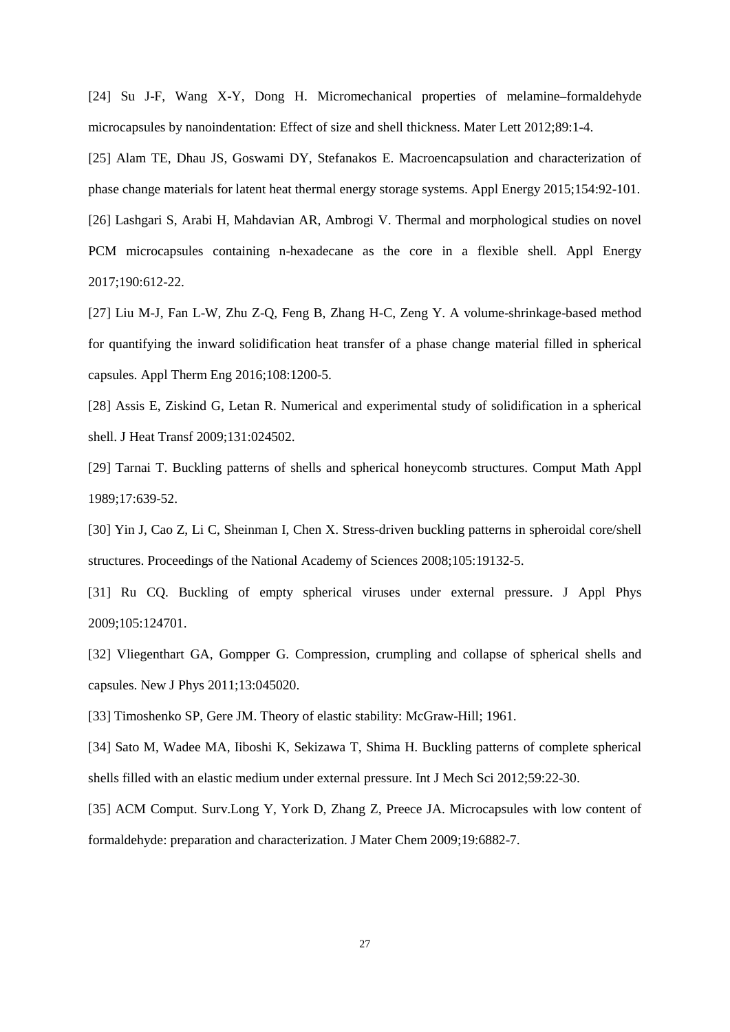[24] Su J-F, Wang X-Y, Dong H. Micromechanical properties of melamine–formaldehyde microcapsules by nanoindentation: Effect of size and shell thickness. Mater Lett 2012;89:1-4.

[25] Alam TE, Dhau JS, Goswami DY, Stefanakos E. Macroencapsulation and characterization of phase change materials for latent heat thermal energy storage systems. Appl Energy 2015;154:92-101.

[26] Lashgari S, Arabi H, Mahdavian AR, Ambrogi V. Thermal and morphological studies on novel PCM microcapsules containing n-hexadecane as the core in a flexible shell. Appl Energy 2017;190:612-22.

[27] Liu M-J, Fan L-W, Zhu Z-Q, Feng B, Zhang H-C, Zeng Y. A volume-shrinkage-based method for quantifying the inward solidification heat transfer of a phase change material filled in spherical capsules. Appl Therm Eng 2016;108:1200-5.

[28] Assis E, Ziskind G, Letan R. Numerical and experimental study of solidification in a spherical shell. J Heat Transf 2009;131:024502.

[29] Tarnai T. Buckling patterns of shells and spherical honeycomb structures. Comput Math Appl 1989;17:639-52.

[30] Yin J, Cao Z, Li C, Sheinman I, Chen X. Stress-driven buckling patterns in spheroidal core/shell structures. Proceedings of the National Academy of Sciences 2008;105:19132-5.

[31] Ru CQ. Buckling of empty spherical viruses under external pressure. J Appl Phys 2009;105:124701.

[32] Vliegenthart GA, Gompper G. Compression, crumpling and collapse of spherical shells and capsules. New J Phys 2011;13:045020.

[33] Timoshenko SP, Gere JM. Theory of elastic stability: McGraw-Hill; 1961.

[34] Sato M, Wadee MA, Iiboshi K, Sekizawa T, Shima H. Buckling patterns of complete spherical shells filled with an elastic medium under external pressure. Int J Mech Sci 2012;59:22-30.

[35] ACM Comput. Surv.Long Y, York D, Zhang Z, Preece JA. Microcapsules with low content of formaldehyde: preparation and characterization. J Mater Chem 2009;19:6882-7.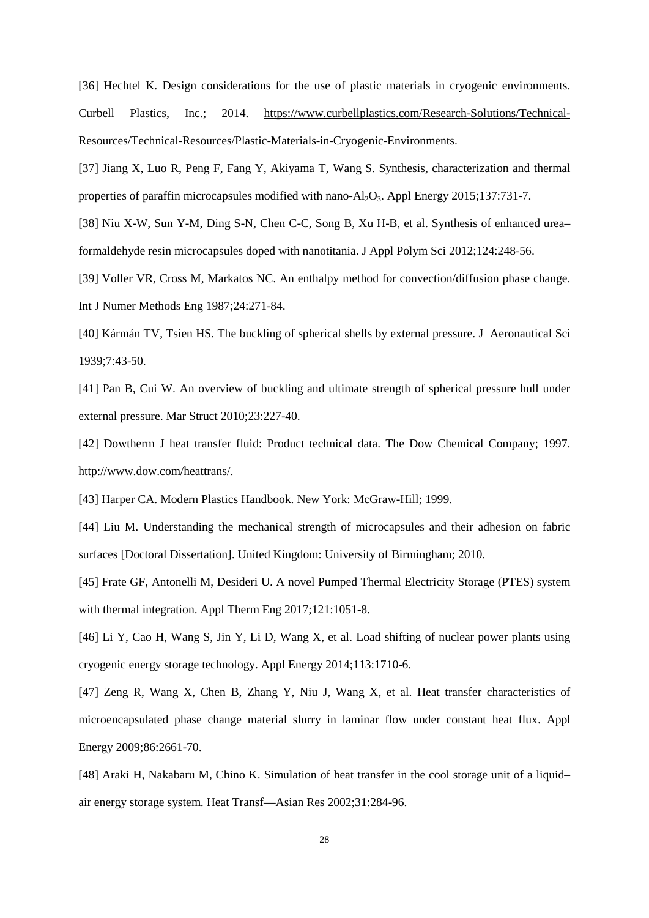[36] Hechtel K. Design considerations for the use of plastic materials in cryogenic environments. Curbell Plastics, Inc.; 2014. https://www.curbellplastics.com/Research-Solutions/Technical-Resources/Technical-Resources/Plastic-Materials-in-Cryogenic-Environments.

[37] Jiang X, Luo R, Peng F, Fang Y, Akiyama T, Wang S. Synthesis, characterization and thermal properties of paraffin microcapsules modified with nano-$Al_2O_3$. Appl Energy 2015;137:731-7.

[38] Niu X-W, Sun Y-M, Ding S-N, Chen C-C, Song B, Xu H-B, et al. Synthesis of enhanced urea–formaldehyde resin microcapsules doped with nanotitania. J Appl Polym Sci 2012;124:248-56.

[39] Voller VR, Cross M, Markatos NC. An enthalpy method for convection/diffusion phase change. Int J Numer Methods Eng 1987;24:271-84.

[40] Kármán TV, Tsien HS. The buckling of spherical shells by external pressure. J Aeronautical Sci 1939;7:43-50.

[41] Pan B, Cui W. An overview of buckling and ultimate strength of spherical pressure hull under external pressure. Mar Struct 2010;23:227-40.

[42] Dowtherm J heat transfer fluid: Product technical data. The Dow Chemical Company; 1997. http://www.dow.com/heattrans/.

[43] Harper CA. Modern Plastics Handbook. New York: McGraw-Hill; 1999.

[44] Liu M. Understanding the mechanical strength of microcapsules and their adhesion on fabric surfaces [Doctoral Dissertation]. United Kingdom: University of Birmingham; 2010.

[45] Frate GF, Antonelli M, Desideri U. A novel Pumped Thermal Electricity Storage (PTES) system with thermal integration. Appl Therm Eng 2017;121:1051-8.

[46] Li Y, Cao H, Wang S, Jin Y, Li D, Wang X, et al. Load shifting of nuclear power plants using cryogenic energy storage technology. Appl Energy 2014;113:1710-6.

[47] Zeng R, Wang X, Chen B, Zhang Y, Niu J, Wang X, et al. Heat transfer characteristics of microencapsulated phase change material slurry in laminar flow under constant heat flux. Appl Energy 2009;86:2661-70.

[48] Araki H, Nakabaru M, Chino K. Simulation of heat transfer in the cool storage unit of a liquid–air energy storage system. Heat Transf—Asian Res 2002;31:284-96.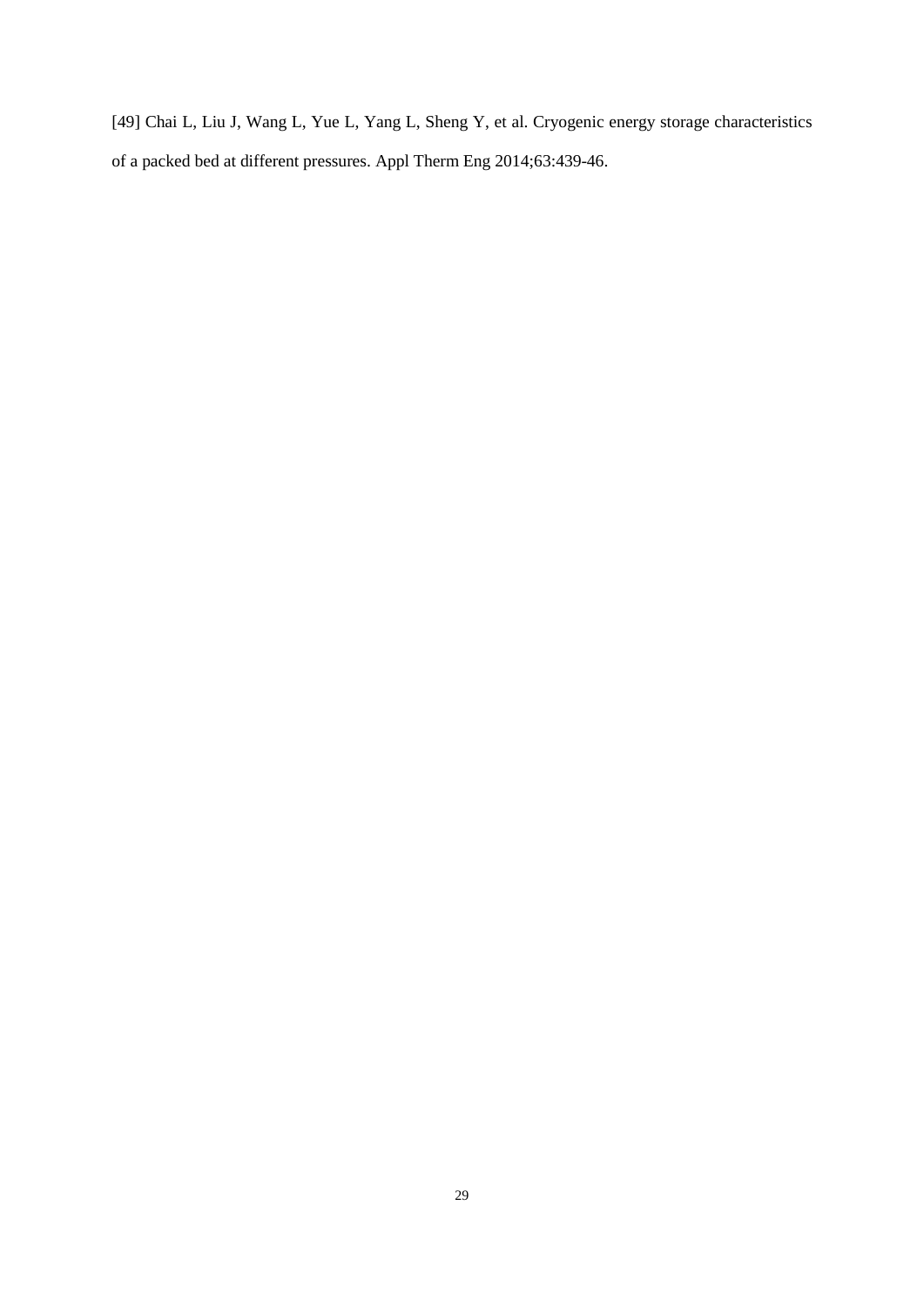[49] Chai L, Liu J, Wang L, Yue L, Yang L, Sheng Y, et al. Cryogenic energy storage characteristics of a packed bed at different pressures. Appl Therm Eng 2014;63:439-46.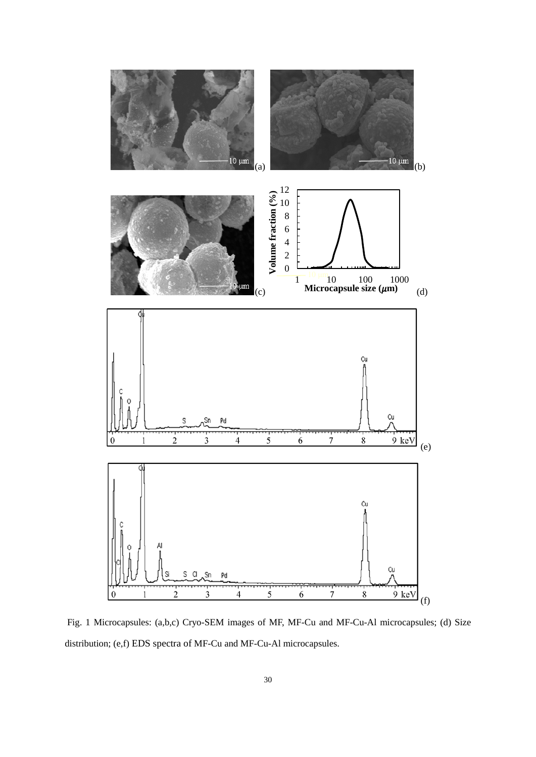Fig. 1 Microcapsules: (a,b,c) Cryo-SEM images of MF, MF-Cu and MF-Cu-Al microcapsules; (d) Size distribution; (e,f) EDS spectra of MF-Cu and MF-Cu-Al microcapsules.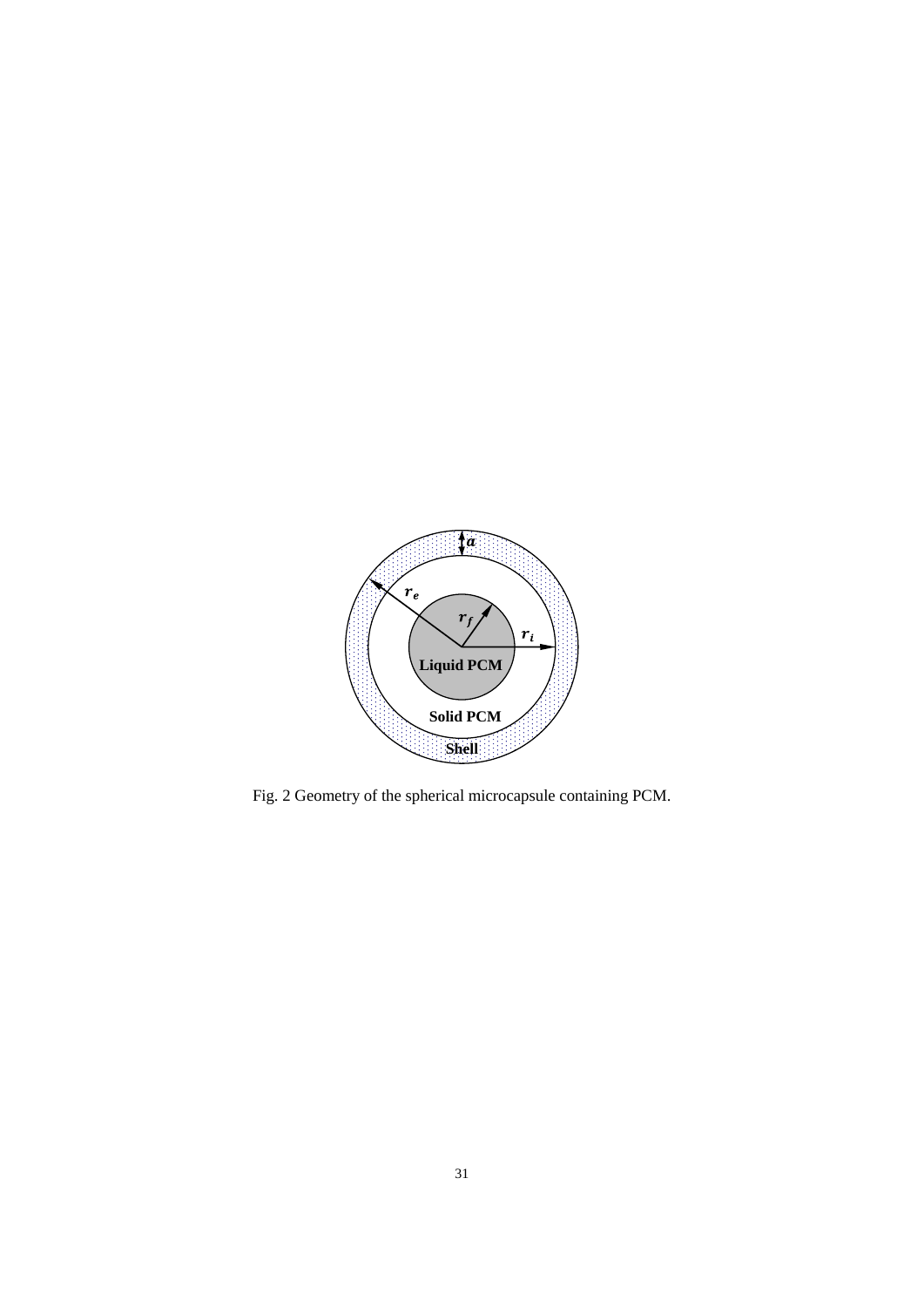Fig. 2 Geometry of the spherical microcapsule containing PCM.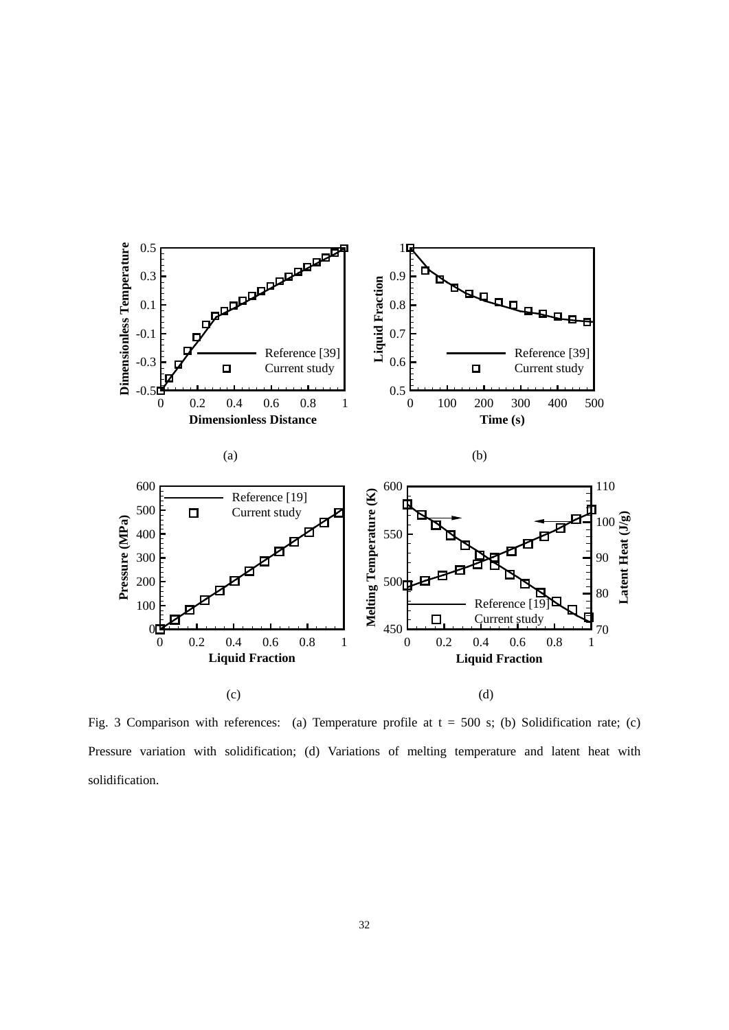Fig. 3 Comparison with references: (a) Temperature profile at t = 500 s; (b) Solidification rate; (c) Pressure variation with solidification; (d) Variations of melting temperature and latent heat with solidification.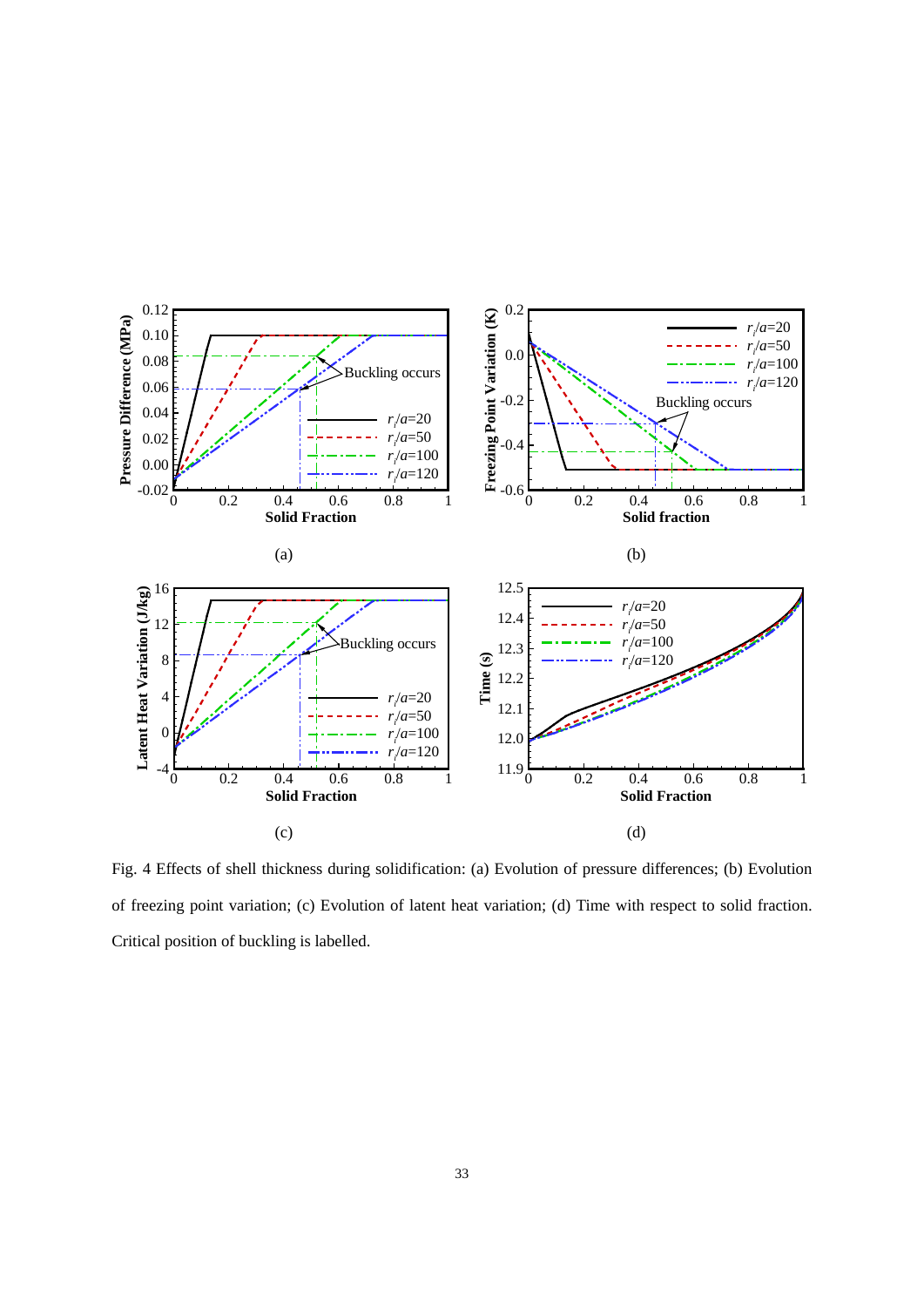Fig. 4 Effects of shell thickness during solidification: (a) Evolution of pressure differences; (b) Evolution of freezing point variation; (c) Evolution of latent heat variation; (d) Time with respect to solid fraction. Critical position of buckling is labelled.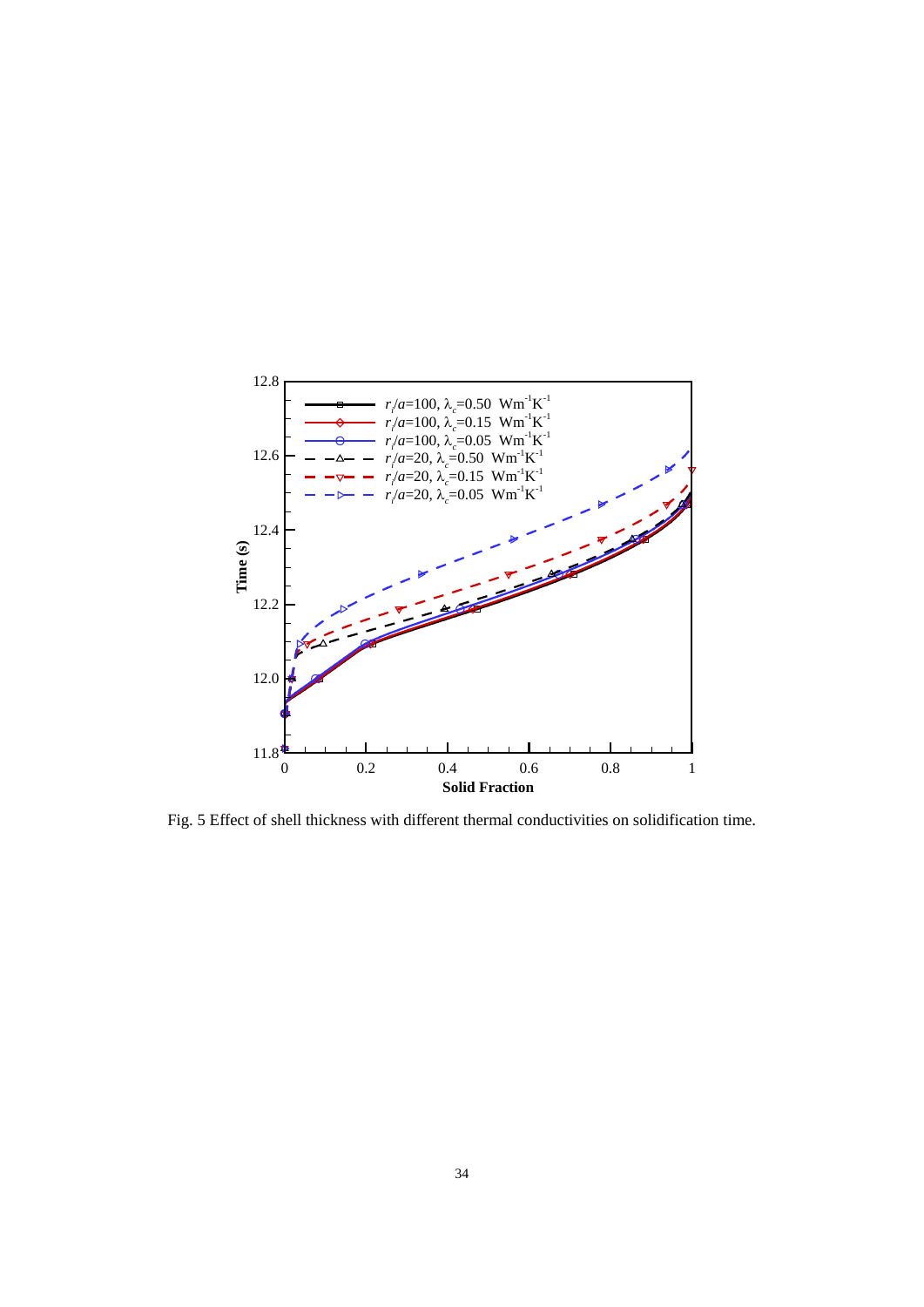Fig. 5 Effect of shell thickness with different thermal conductivities on solidification time.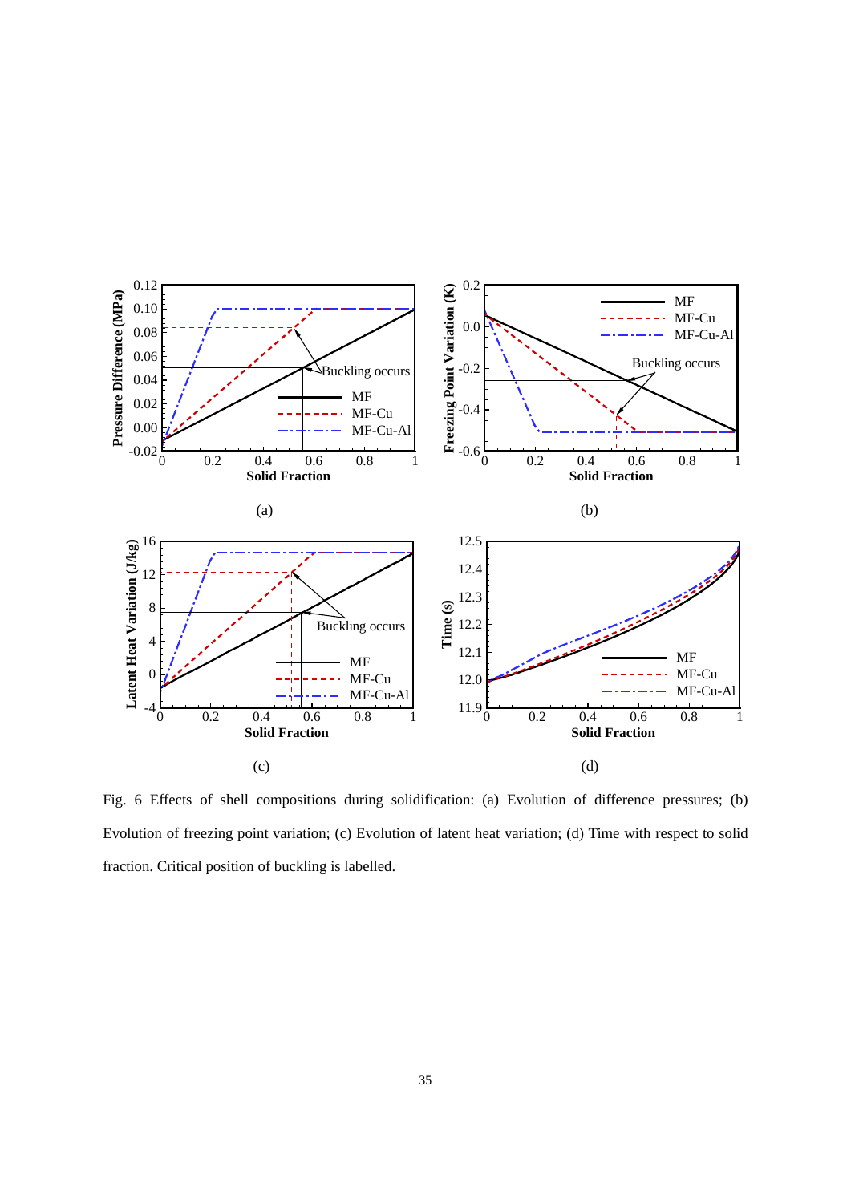Fig. 6 Effects of shell compositions during solidification: (a) Evolution of difference pressures; (b) Evolution of freezing point variation; (c) Evolution of latent heat variation; (d) Time with respect to solid fraction. Critical position of buckling is labelled.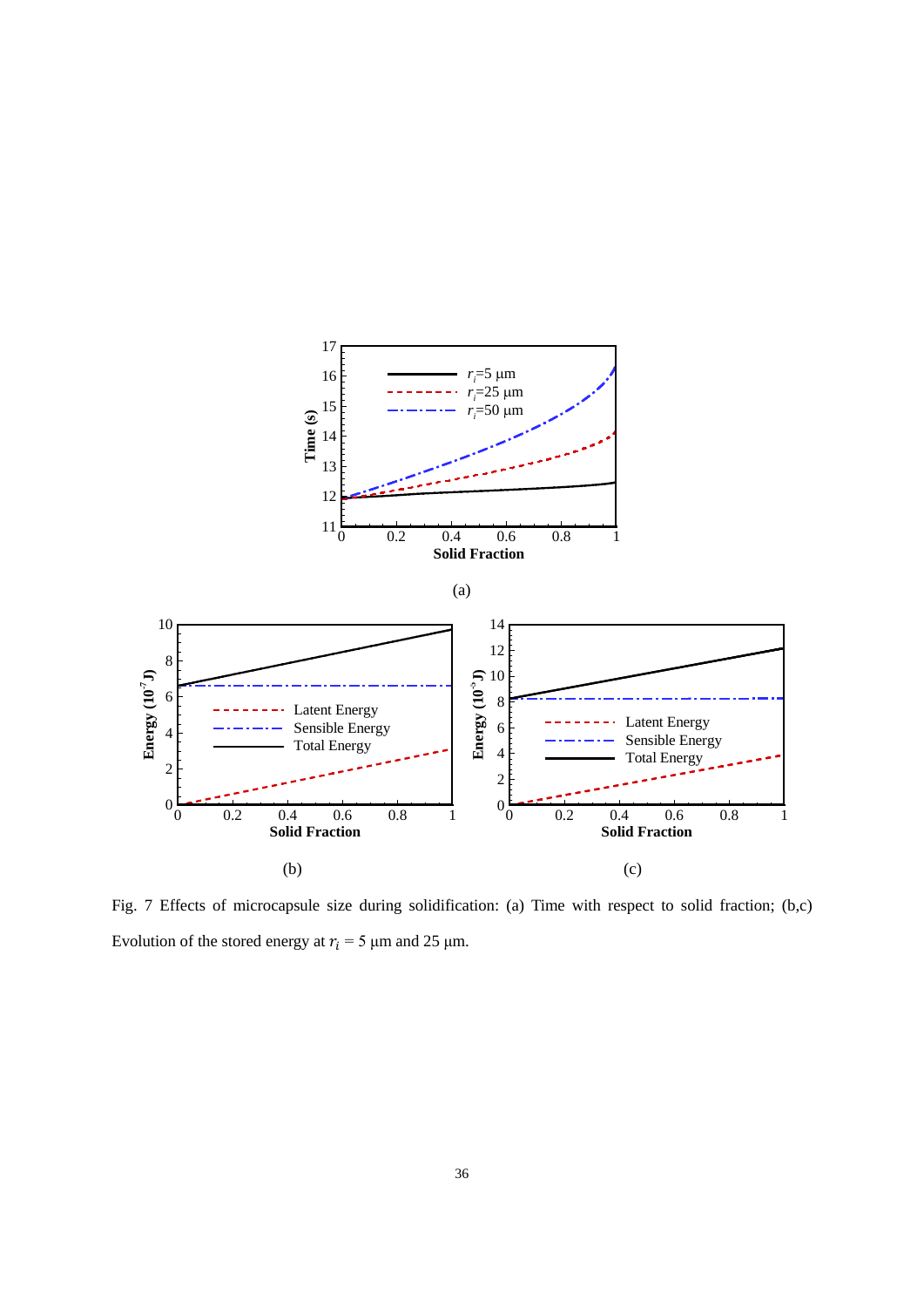Fig. 7 Effects of microcapsule size during solidification: (a) Time with respect to solid fraction; (b,c) Evolution of the stored energy at $r_i$ = 5 μm and 25 μm.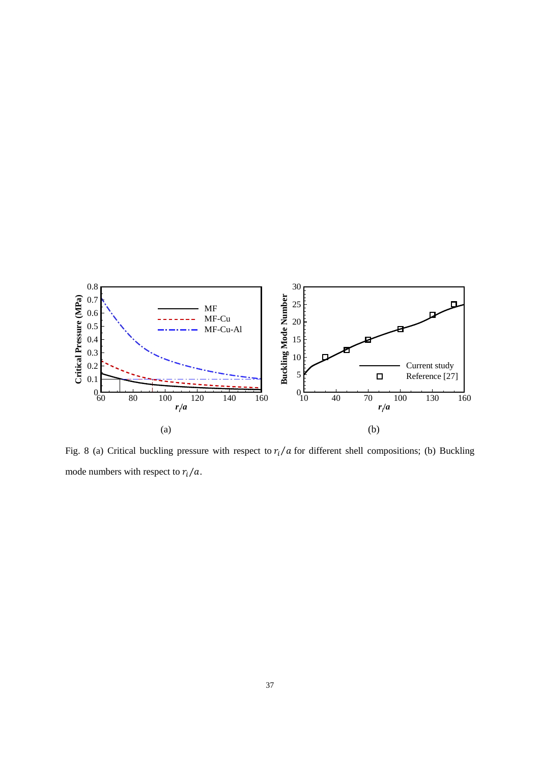Fig. 8 (a) Critical buckling pressure with respect to $r_i/a$ for different shell compositions; (b) Buckling mode numbers with respect to $r_i/a$.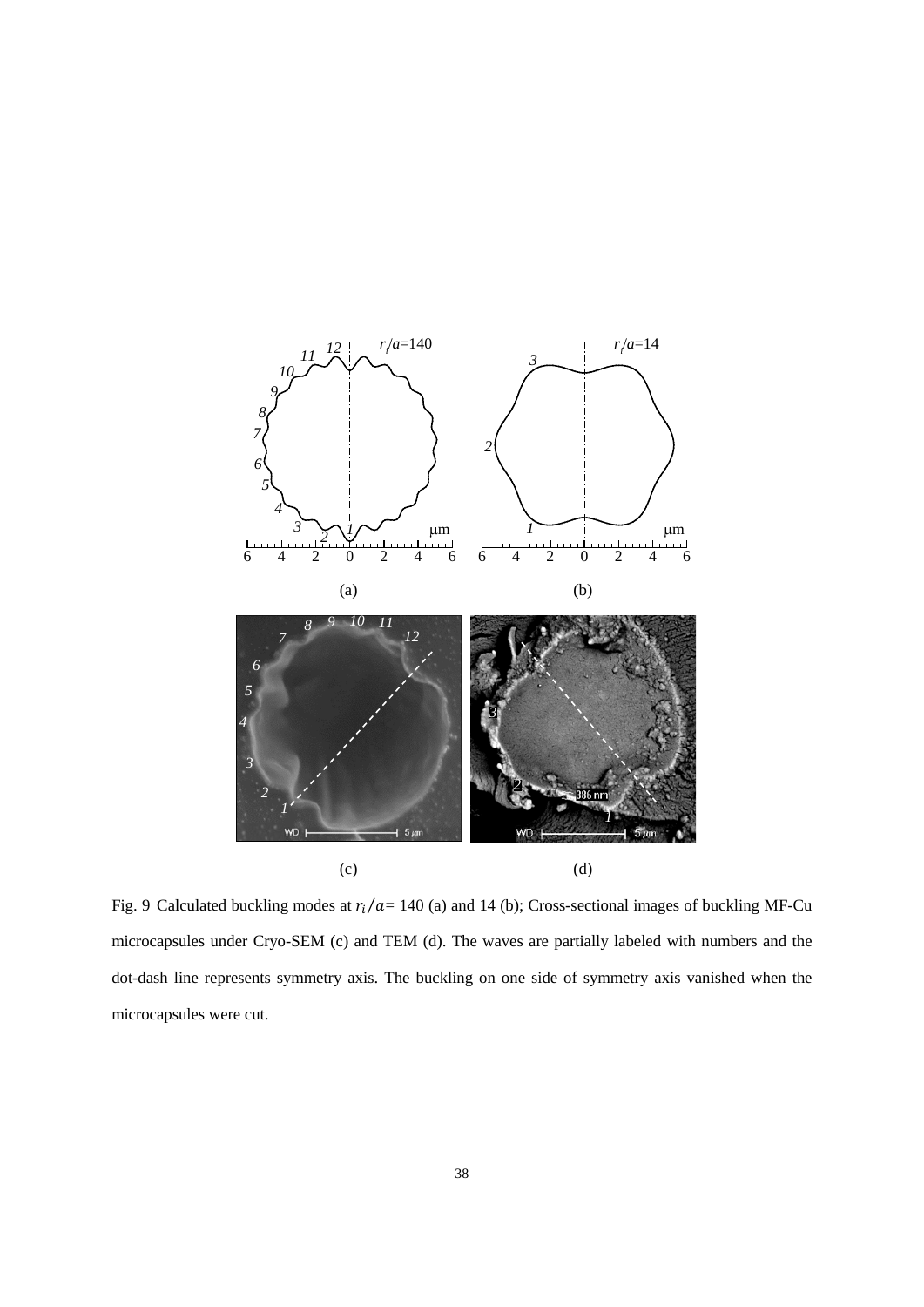Fig. 9 Calculated buckling modes at $r_i/a$= 140 (a) and 14 (b); Cross-sectional images of buckling MF-Cu microcapsules under Cryo-SEM (c) and TEM (d). The waves are partially labeled with numbers and the dot-dash line represents symmetry axis. The buckling on one side of symmetry axis vanished when the microcapsules were cut.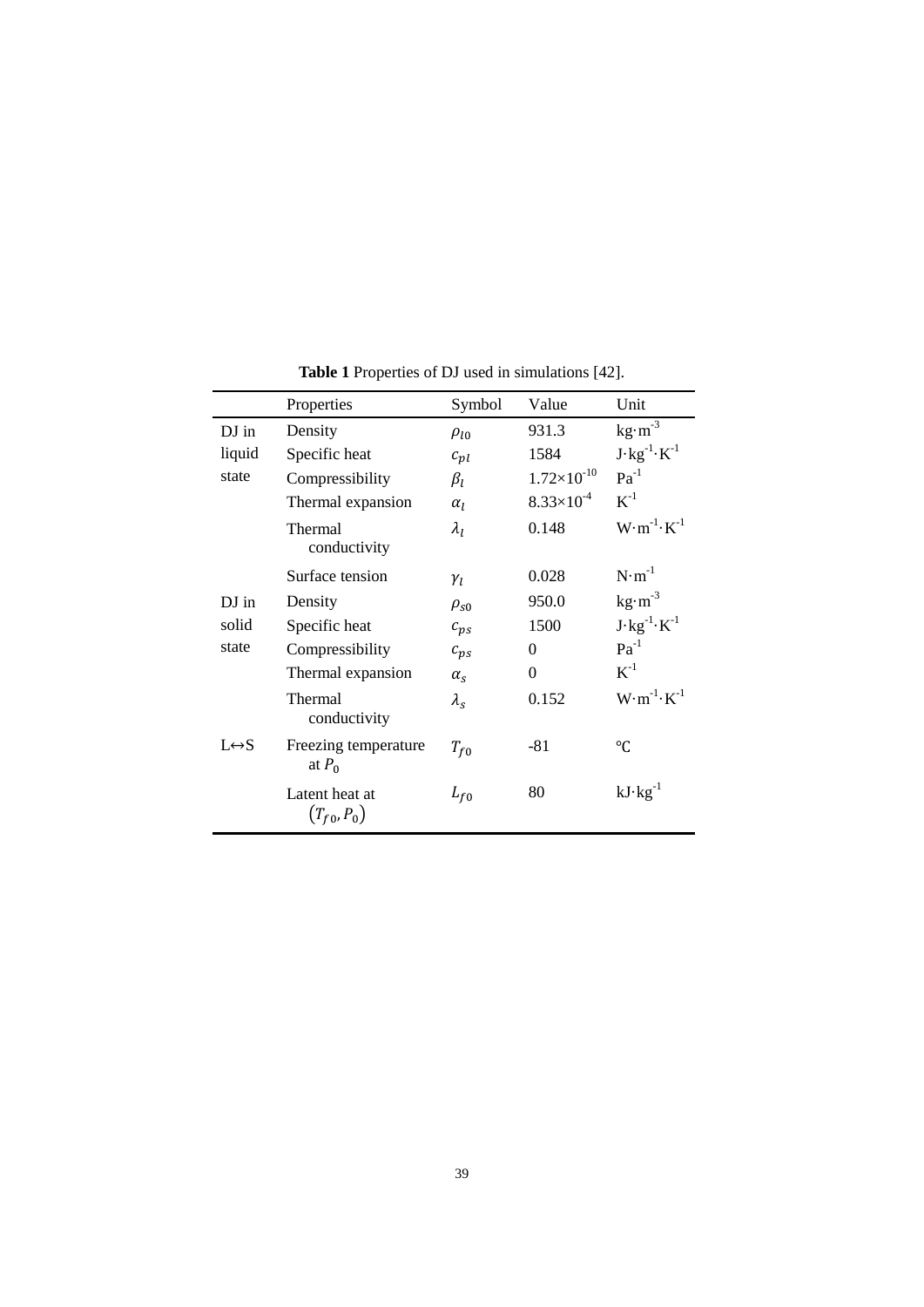**Table 1** Properties of DJ used in simulations [42].

| | Properties | Symbol | Value | Unit |
|---|---|---|---|---|
| DJ in liquid state | Density | $\rho_{l0}$ | 931.3 | $kg \cdot m^{-3}$ |
| | Specific heat | $c_{pl}$ | 1584 | $J \cdot kg^{-1} \cdot K^{-1}$ |
| | Compressibility | $\beta_l$ | $1.72 \times 10^{-10}$ | $Pa^{-1}$ |
| | Thermal expansion | $\alpha_l$ | $8.33 \times 10^{-4}$ | $K^{-1}$ |
| | Thermal conductivity | $\lambda_l$ | 0.148 | $W \cdot m^{-1} \cdot K^{-1}$ |
| | Surface tension | $\gamma_l$ | 0.028 | $N \cdot m^{-1}$ |
| DJ in solid state | Density | $\rho_{s0}$ | 950.0 | $kg \cdot m^{-3}$ |
| | Specific heat | $c_{ps}$ | 1500 | $J \cdot kg^{-1} \cdot K^{-1}$ |
| | Compressibility | $c_{ps}$ | 0 | $Pa^{-1}$ |
| | Thermal expansion | $\alpha_s$ | 0 | $K^{-1}$ |
| | Thermal conductivity | $\lambda_s$ | 0.152 | $W \cdot m^{-1} \cdot K^{-1}$ |
| L↔S | Freezing temperature at $P_0$ | $T_{f0}$ | -81 | ℃ |
| | Latent heat at $(T_{f0}, P_0)$ | $L_{f0}$ | 80 | $kJ \cdot kg^{-1}$ |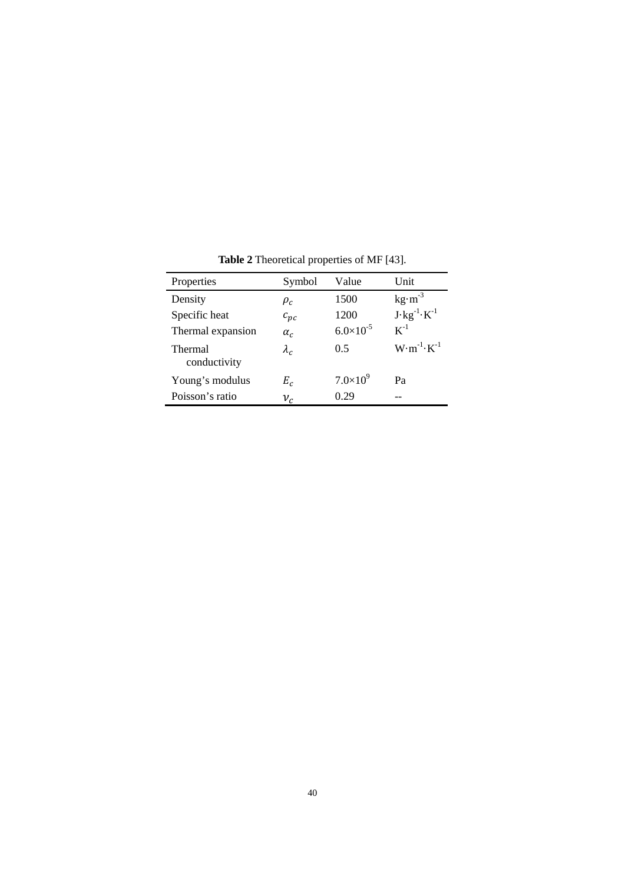**Table 2** Theoretical properties of MF [43].

| Properties | Symbol | Value | Unit |
|---|---|---|---|
| Density | $\rho_c$ | 1500 | $kg \cdot m^{-3}$ |
| Specific heat | $c_{pc}$ | 1200 | $J \cdot kg^{-1} \cdot K^{-1}$ |
| Thermal expansion | $\alpha_c$ | $6.0 \times 10^{-5}$ | $K^{-1}$ |
| Thermal conductivity | $\lambda_c$ | 0.5 | $W \cdot m^{-1} \cdot K^{-1}$ |
| Young's modulus | $E_c$ | $7.0 \times 10^{9}$ | Pa |
| Poisson's ratio | $\nu_c$ | 0.29 | -- |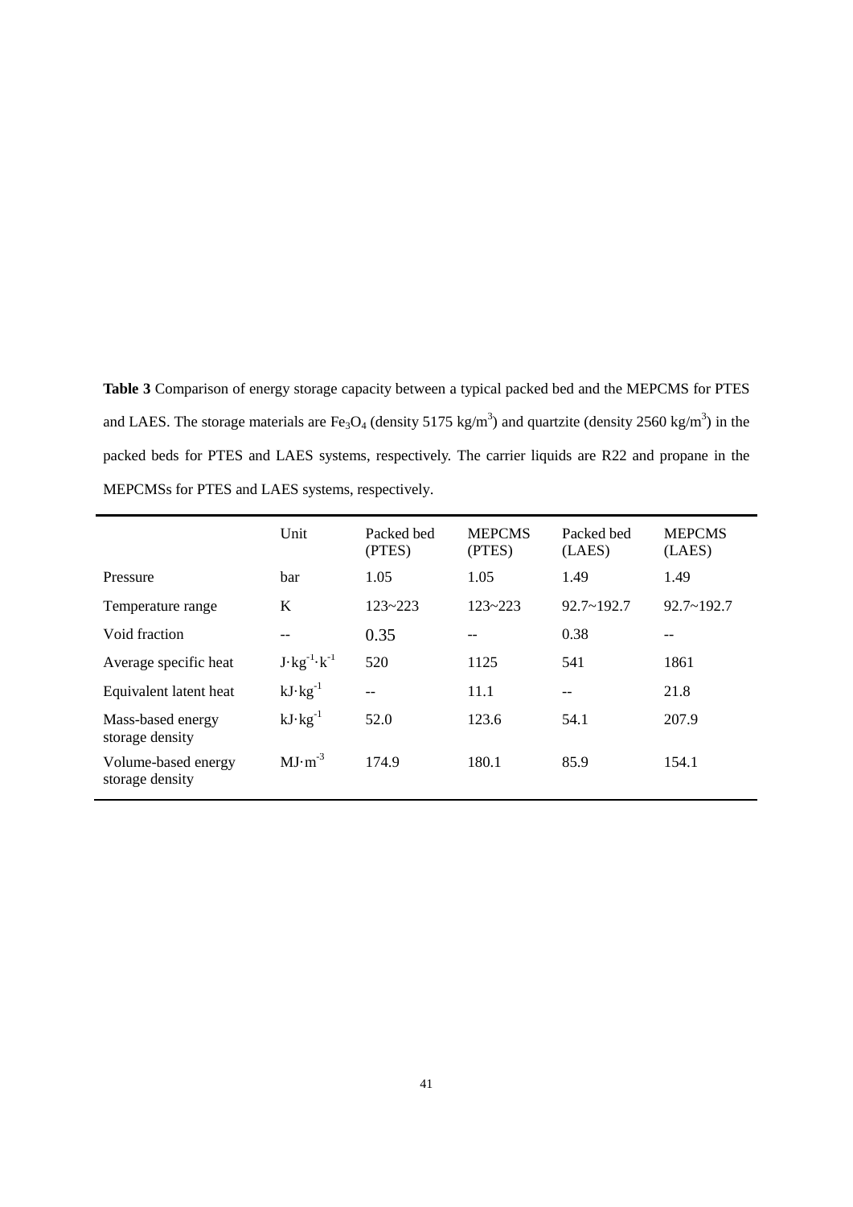**Table 3** Comparison of energy storage capacity between a typical packed bed and the MEPCMS for PTES and LAES. The storage materials are $Fe_3O_4$ (density 5175 kg/m$^3$) and quartzite (density 2560 kg/m$^3$) in the packed beds for PTES and LAES systems, respectively. The carrier liquids are R22 and propane in the MEPCMSs for PTES and LAES systems, respectively.

| | Unit | Packed bed (PTES) | MEPCMS (PTES) | Packed bed (LAES) | MEPCMS (LAES) |
|---|---|---|---|---|---|
| Pressure | bar | 1.05 | 1.05 | 1.49 | 1.49 |
| Temperature range | K | 123~223 | 123~223 | 92.7~192.7 | 92.7~192.7 |
| Void fraction | -- | 0.35 | -- | 0.38 | -- |
| Average specific heat | $J \cdot kg^{-1} \cdot k^{-1}$ | 520 | 1125 | 541 | 1861 |
| Equivalent latent heat | $kJ \cdot kg^{-1}$ | -- | 11.1 | -- | 21.8 |
| Mass-based energy storage density | $kJ \cdot kg^{-1}$ | 52.0 | 123.6 | 54.1 | 207.9 |
| Volume-based energy storage density | $MJ \cdot m^{-3}$ | 174.9 | 180.1 | 85.9 | 154.1 |